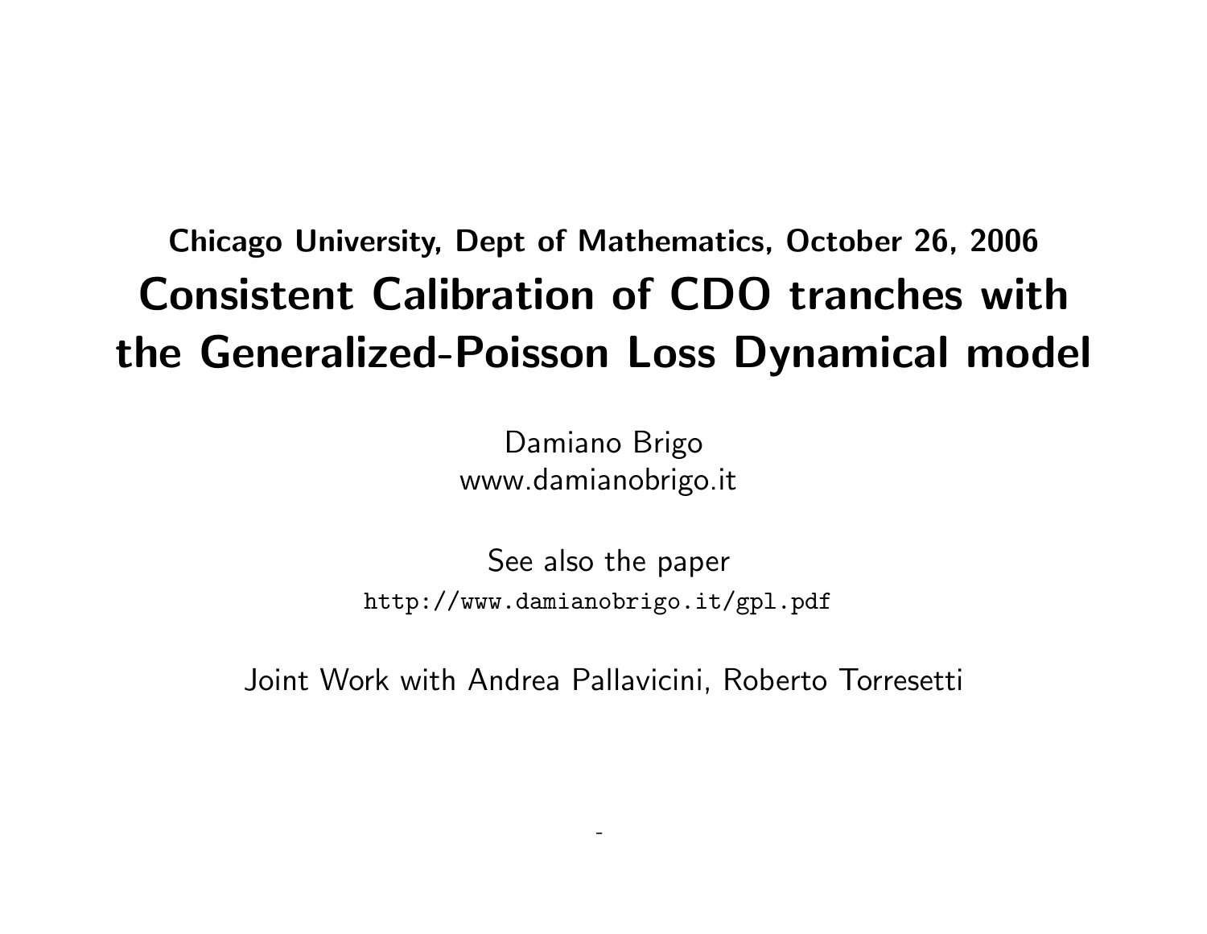**Chicago University, Dept of Mathematics, October 26, 2006**

# Consistent Calibration of CDO tranches with the Generalized-Poisson Loss Dynamical model

Damiano Brigo
www.damianobrigo.it

See also the paper
`http://www.damianobrigo.it/gpl.pdf`

Joint Work with Andrea Pallavicini, Roberto Torresetti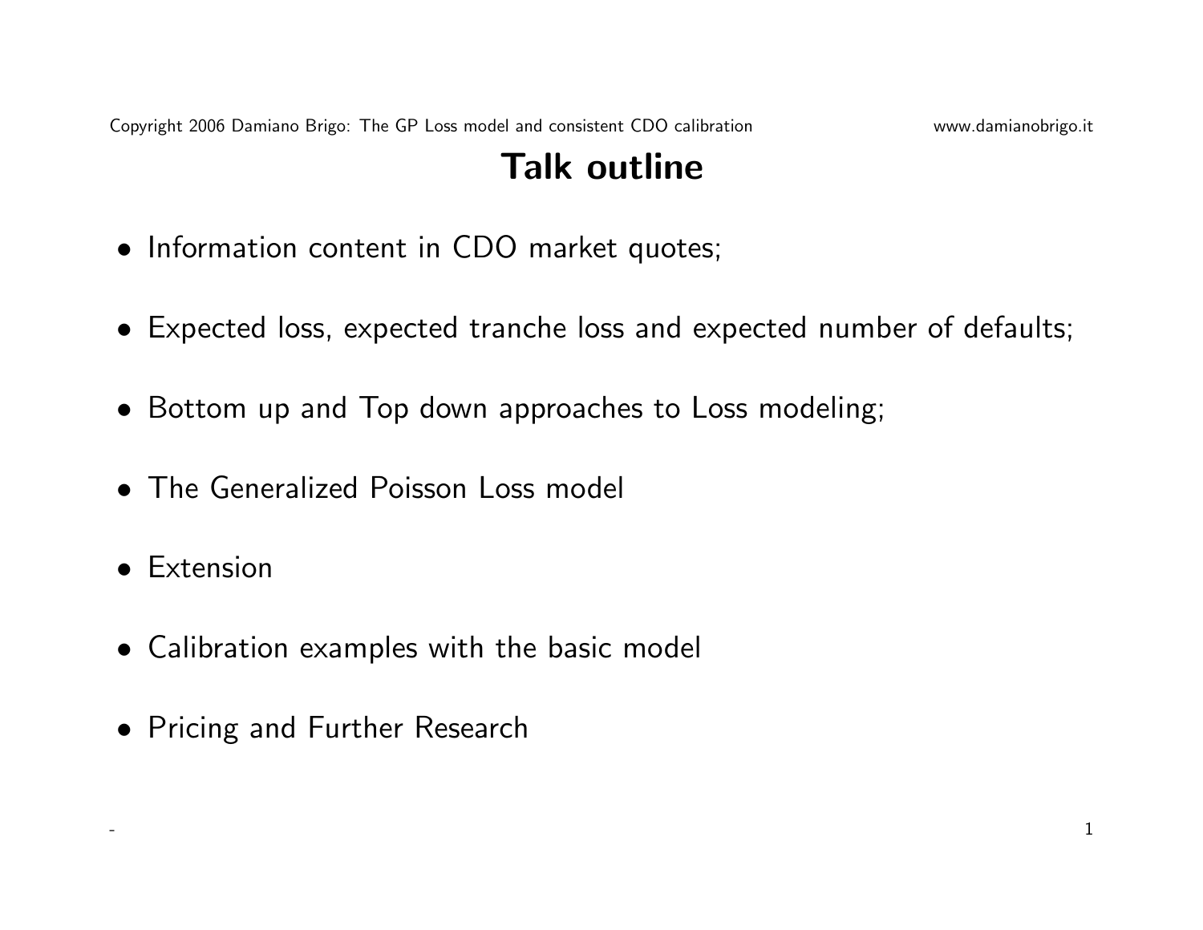# Talk outline

- Information content in CDO market quotes;
- Expected loss, expected tranche loss and expected number of defaults;
- Bottom up and Top down approaches to Loss modeling;
- The Generalized Poisson Loss model
- Extension
- Calibration examples with the basic model
- Pricing and Further Research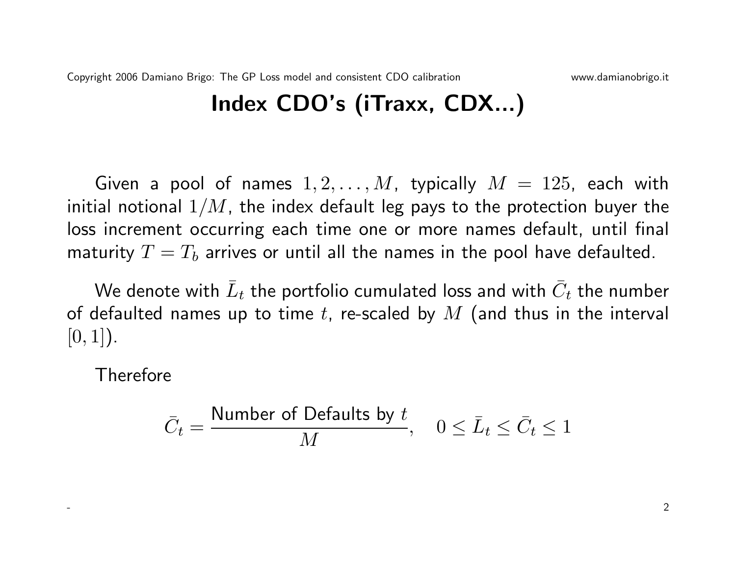# Index CDO's (iTraxx, CDX...)

Given a pool of names $1, 2, \ldots, M$, typically $M = 125$, each with initial notional $1/M$, the index default leg pays to the protection buyer the loss increment occurring each time one or more names default, until final maturity $T = T_b$ arrives or until all the names in the pool have defaulted.

We denote with $\bar{L}_t$ the portfolio cumulated loss and with $\bar{C}_t$ the number of defaulted names up to time $t$, re-scaled by $M$ (and thus in the interval $[0, 1]$).

Therefore

$$\bar{C}_t = \frac{\text{Number of Defaults by } t}{M}, \quad 0 \leq \bar{L}_t \leq \bar{C}_t \leq 1$$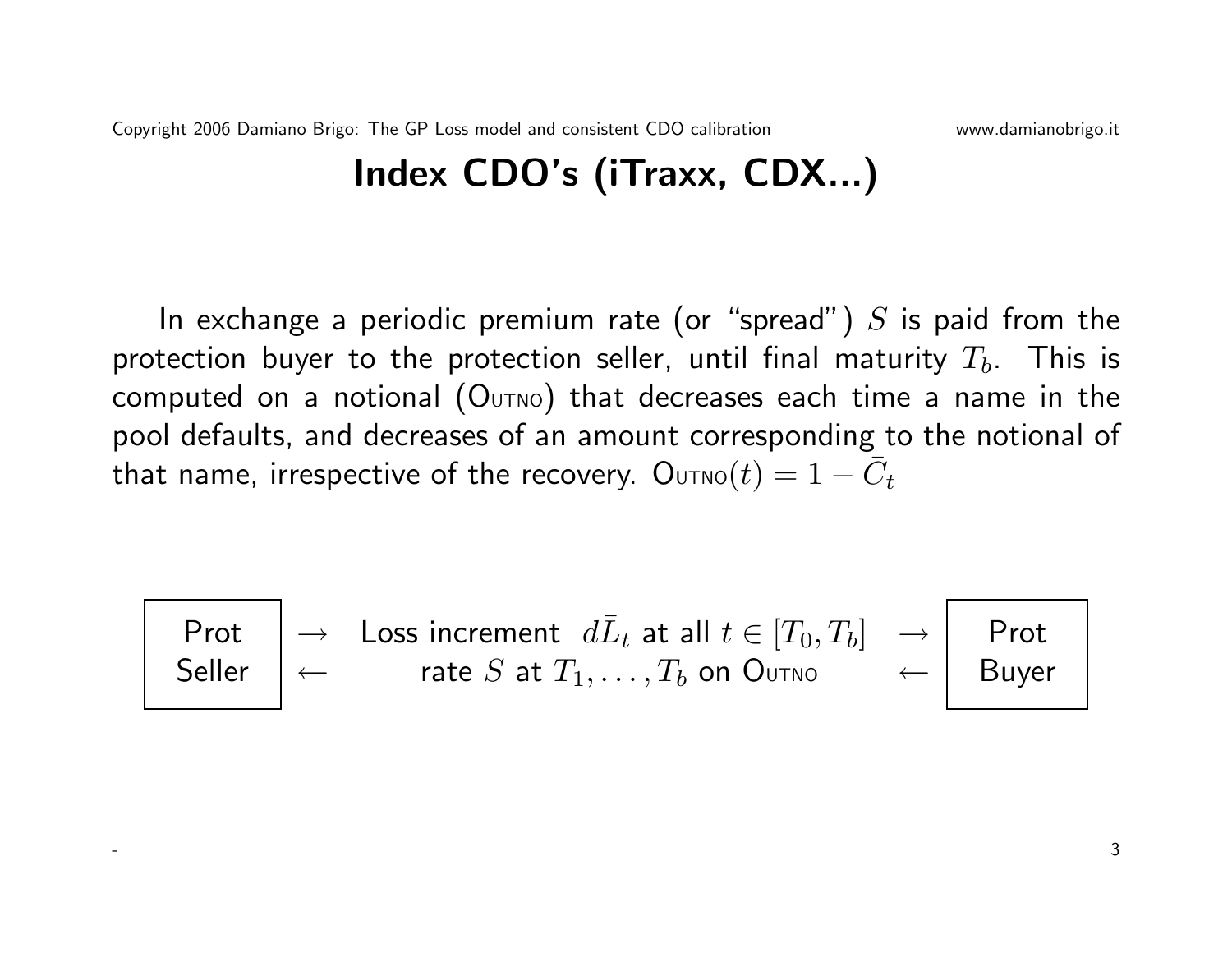# Index CDO's (iTraxx, CDX...)

In exchange a periodic premium rate (or "spread") $S$ is paid from the protection buyer to the protection seller, until final maturity $T_b$. This is computed on a notional (OUTNO) that decreases each time a name in the pool defaults, and decreases of an amount corresponding to the notional of that name, irrespective of the recovery. $\text{OUTNO}(t) = 1 - \bar{C}_t$

| Prot Seller | $\rightarrow$ Loss increment $d\bar{L}_t$ at all $t \in [T_0, T_b]$ $\rightarrow$<br>$\leftarrow$ rate $S$ at $T_1, \ldots, T_b$ on OUTNO $\leftarrow$ | Prot Buyer |
|---|---|---|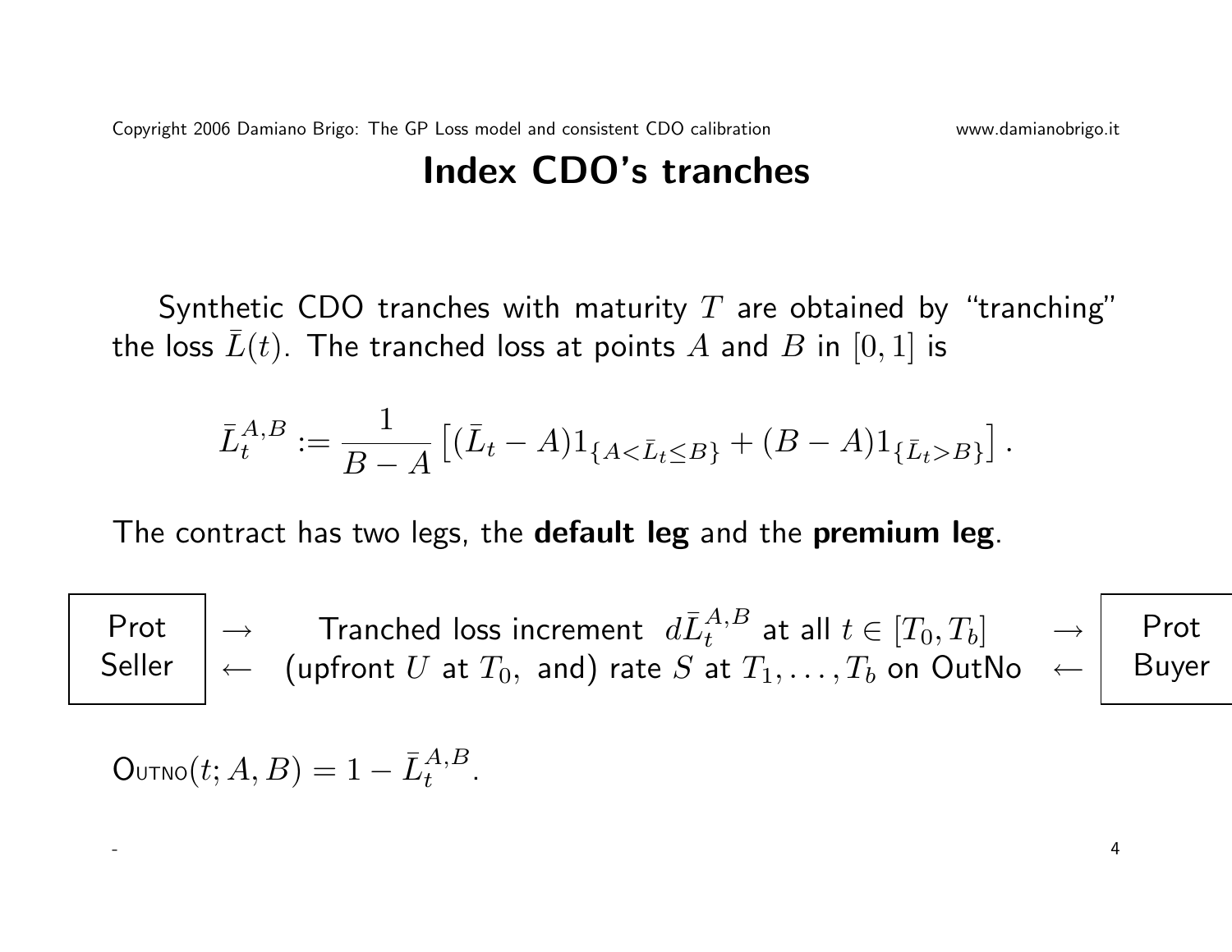# Index CDO's tranches

Synthetic CDO tranches with maturity $T$ are obtained by "tranching" the loss $\bar{L}(t)$. The tranched loss at points $A$ and $B$ in $[0, 1]$ is

$$\bar{L}_t^{A,B} := \frac{1}{B - A} \left[ (\bar{L}_t - A) 1_{\{A < \bar{L}_t \leq B\}} + (B - A) 1_{\{\bar{L}_t > B\}} \right].$$

The contract has two legs, the **default leg** and the **premium leg**.

| Prot Seller | $\rightarrow$ | Tranched loss increment $d\bar{L}_t^{A,B}$ at all $t \in [T_0, T_b]$ | $\rightarrow$ | Prot Buyer |
|---|---|---|---|---|
| | $\leftarrow$ | (upfront $U$ at $T_0$, and) rate $S$ at $T_1, \ldots, T_b$ on OutNo | $\leftarrow$ | |

$\text{OutNo}(t; A, B) = 1 - \bar{L}_t^{A,B}$.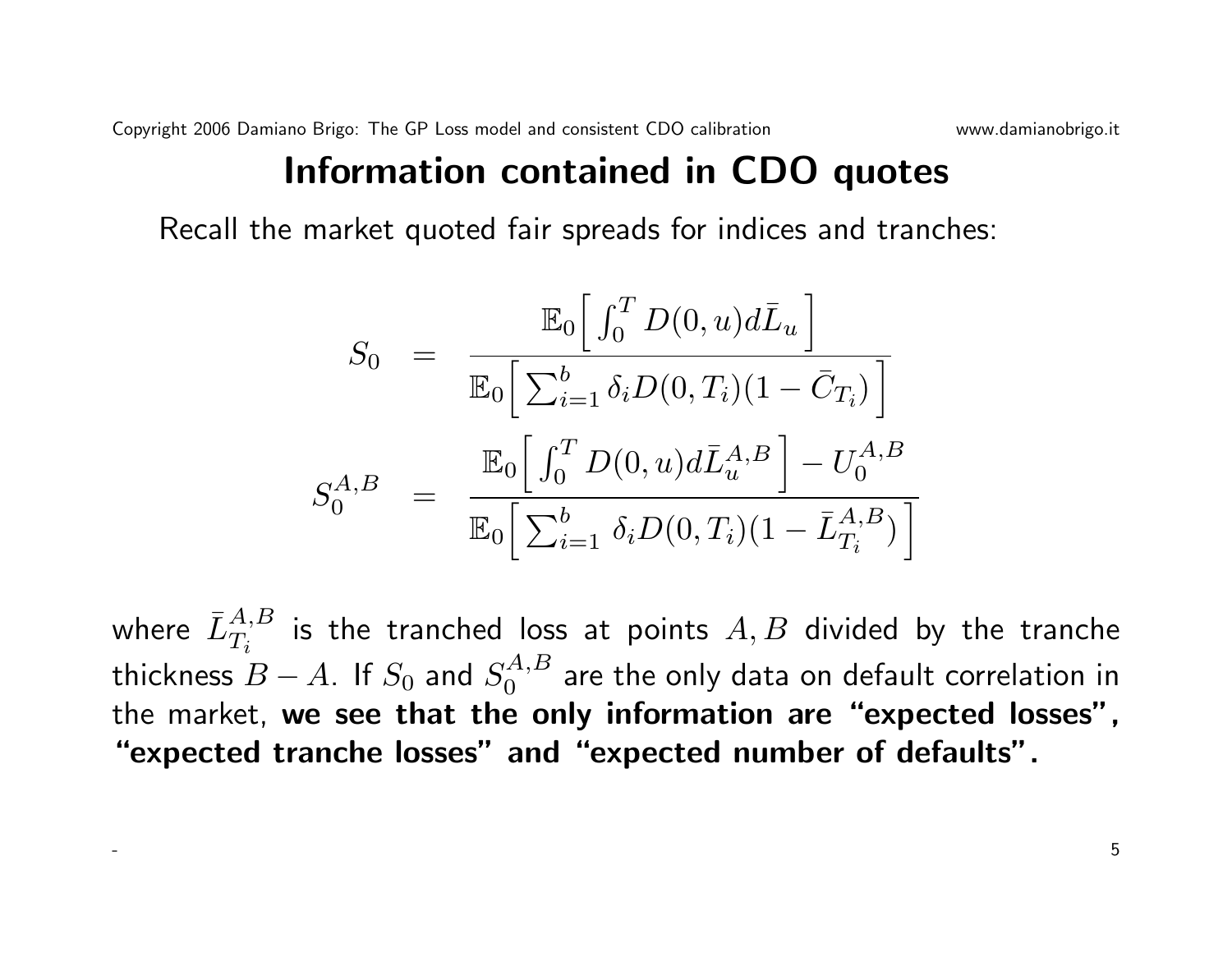# Information contained in CDO quotes

Recall the market quoted fair spreads for indices and tranches:

$$
\begin{aligned}
S_0 &= \frac{\mathbb{E}_0\Big[\int_0^T D(0,u)d\bar{L}_u\Big]}{\mathbb{E}_0\Big[\sum_{i=1}^b \delta_i D(0,T_i)(1-\bar{C}_{T_i})\Big]} \\
S_0^{A,B} &= \frac{\mathbb{E}_0\Big[\int_0^T D(0,u)d\bar{L}_u^{A,B}\Big] - U_0^{A,B}}{\mathbb{E}_0\Big[\sum_{i=1}^b \delta_i D(0,T_i)(1-\bar{L}_{T_i}^{A,B})\Big]}
\end{aligned}
$$

where $\bar{L}_{T_i}^{A,B}$ is the tranched loss at points $A, B$ divided by the tranche thickness $B-A$. If $S_0$ and $S_0^{A,B}$ are the only data on default correlation in the market, **we see that the only information are "expected losses", "expected tranche losses" and "expected number of defaults".**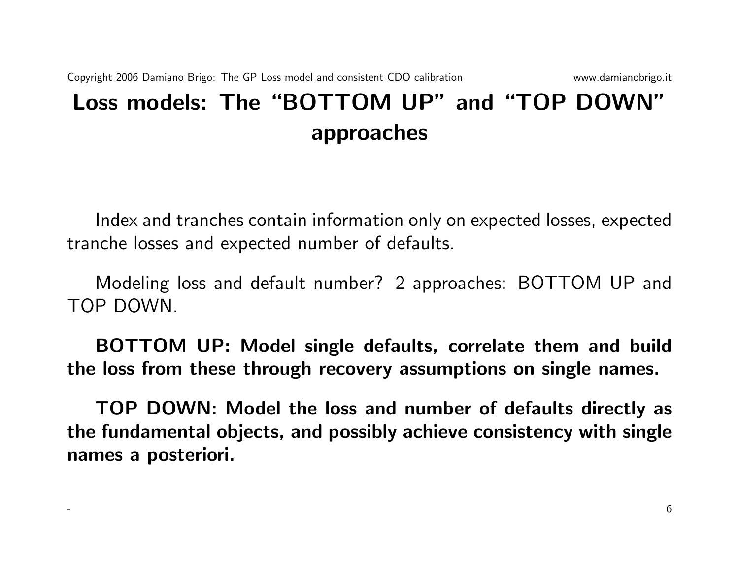# Loss models: The "BOTTOM UP" and "TOP DOWN" approaches

Index and tranches contain information only on expected losses, expected tranche losses and expected number of defaults.

Modeling loss and default number? 2 approaches: BOTTOM UP and TOP DOWN.

**BOTTOM UP: Model single defaults, correlate them and build the loss from these through recovery assumptions on single names.**

**TOP DOWN: Model the loss and number of defaults directly as the fundamental objects, and possibly achieve consistency with single names a posteriori.**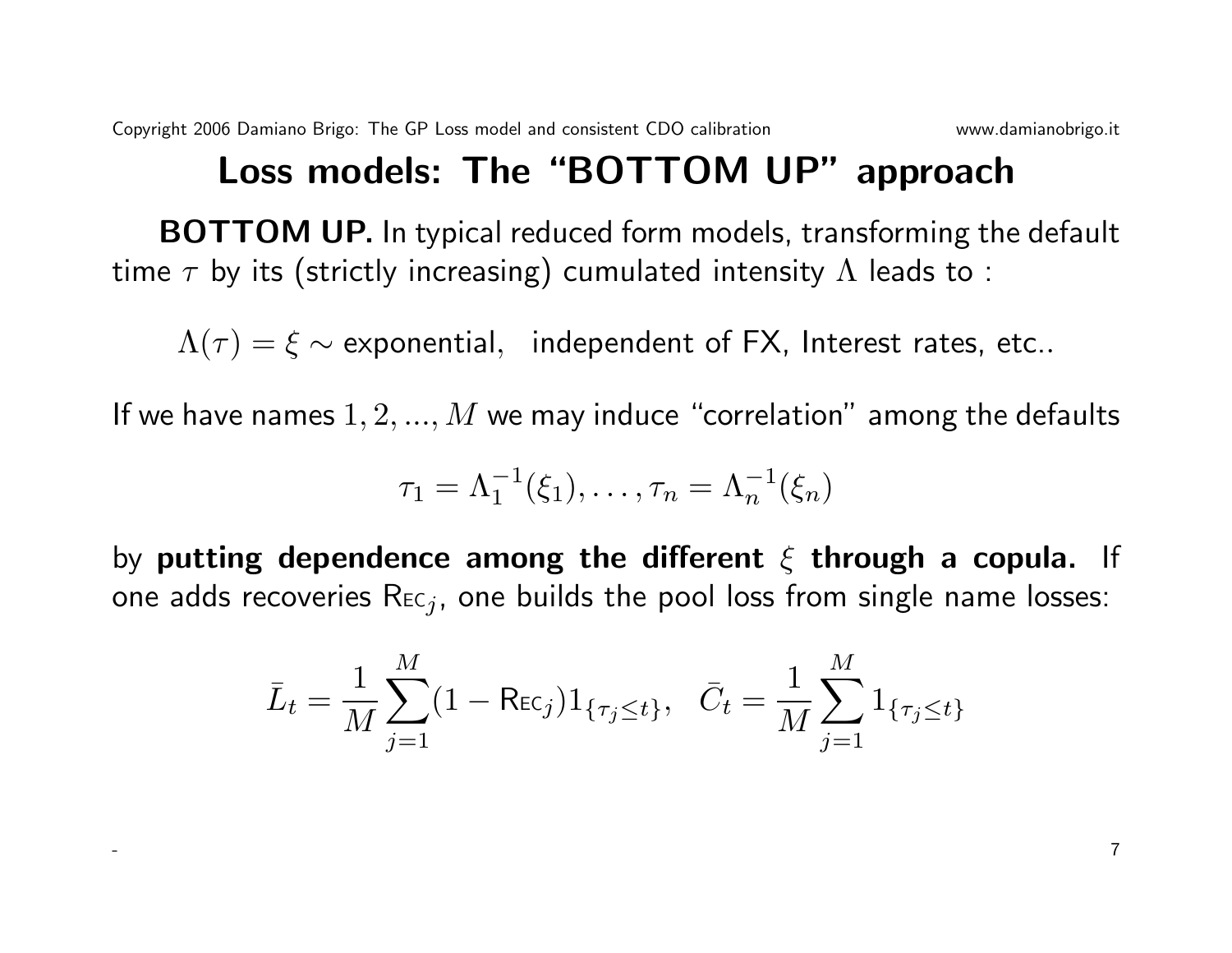# Loss models: The "BOTTOM UP" approach

**BOTTOM UP.** In typical reduced form models, transforming the default time $\tau$ by its (strictly increasing) cumulated intensity $\Lambda$ leads to :

$$\Lambda(\tau) = \xi \sim \text{exponential}, \quad \text{independent of FX, Interest rates, etc..}$$

If we have names $1, 2, ..., M$ we may induce "correlation" among the defaults

$$\tau_1 = \Lambda_1^{-1}(\xi_1), \ldots, \tau_n = \Lambda_n^{-1}(\xi_n)$$

by **putting dependence among the different $\xi$ through a copula.** If one adds recoveries $\text{R}\textsc{ec}_j$, one builds the pool loss from single name losses:

$$\bar{L}_t = \frac{1}{M} \sum_{j=1}^{M} (1 - \text{R}\textsc{ec}_j) 1_{\{\tau_j \leq t\}}, \quad \bar{C}_t = \frac{1}{M} \sum_{j=1}^{M} 1_{\{\tau_j \leq t\}}$$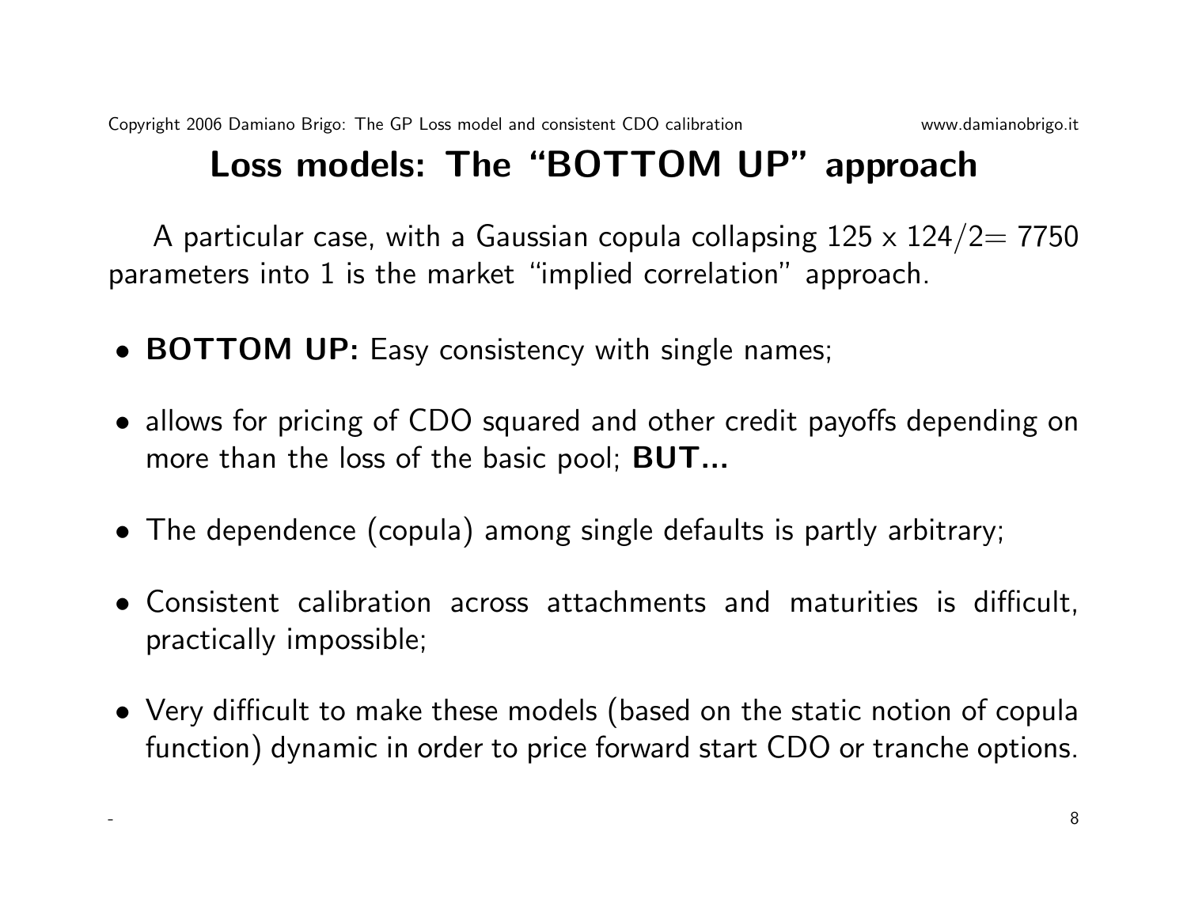# Loss models: The "BOTTOM UP" approach

A particular case, with a Gaussian copula collapsing $125 \times 124/2 = 7750$ parameters into 1 is the market "implied correlation" approach.

- **BOTTOM UP:** Easy consistency with single names;
- allows for pricing of CDO squared and other credit payoffs depending on more than the loss of the basic pool; **BUT...**
- The dependence (copula) among single defaults is partly arbitrary;
- Consistent calibration across attachments and maturities is difficult, practically impossible;
- Very difficult to make these models (based on the static notion of copula function) dynamic in order to price forward start CDO or tranche options.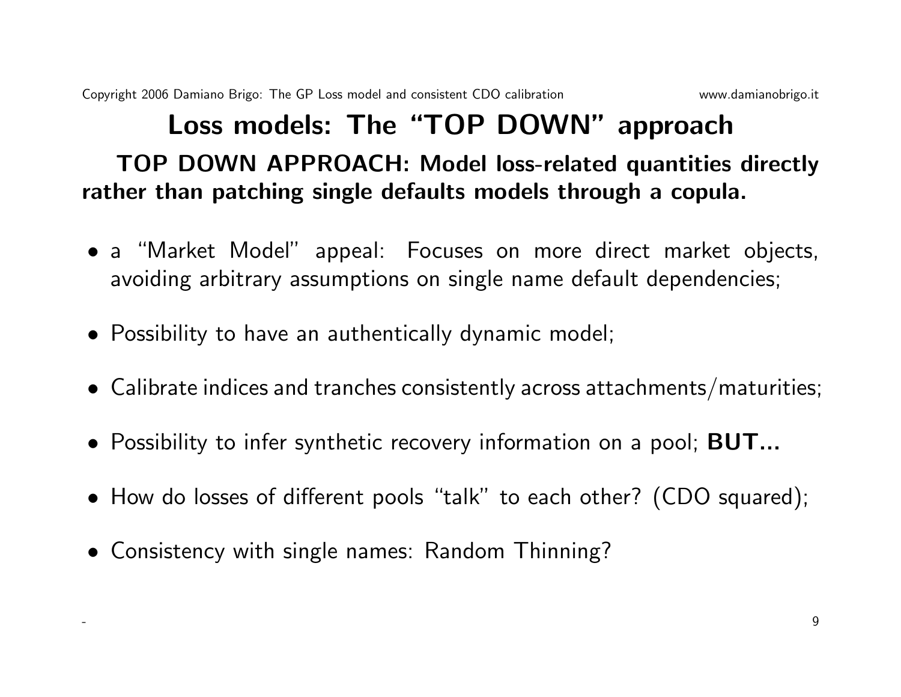# Loss models: The "TOP DOWN" approach

**TOP DOWN APPROACH: Model loss-related quantities directly rather than patching single defaults models through a copula.**

- a "Market Model" appeal: Focuses on more direct market objects, avoiding arbitrary assumptions on single name default dependencies;
- Possibility to have an authentically dynamic model;
- Calibrate indices and tranches consistently across attachments/maturities;
- Possibility to infer synthetic recovery information on a pool; **BUT...**
- How do losses of different pools "talk" to each other? (CDO squared);
- Consistency with single names: Random Thinning?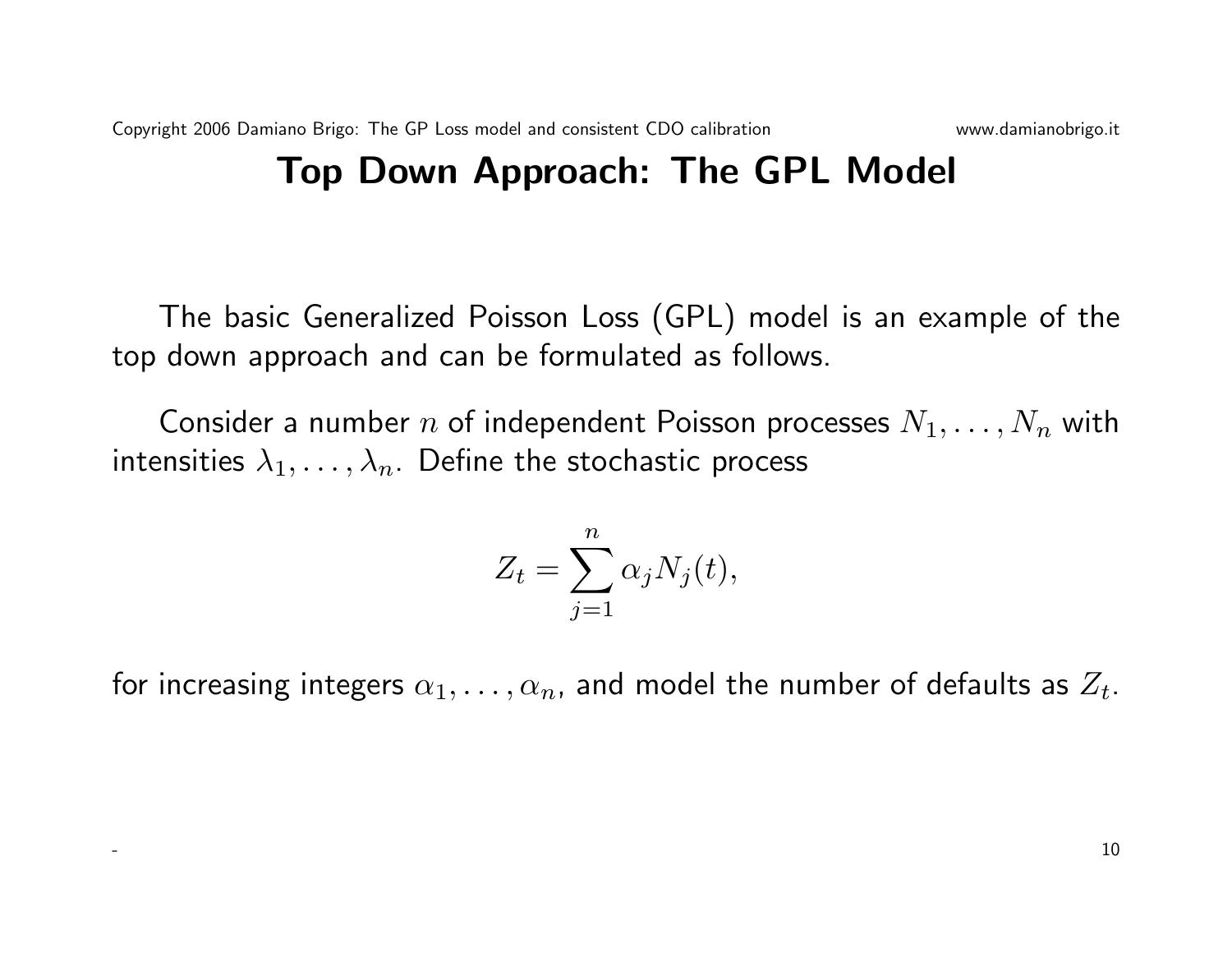# Top Down Approach: The GPL Model

The basic Generalized Poisson Loss (GPL) model is an example of the top down approach and can be formulated as follows.

Consider a number $n$ of independent Poisson processes $N_1, \ldots, N_n$ with intensities $\lambda_1, \ldots, \lambda_n$. Define the stochastic process

$$Z_t = \sum_{j=1}^{n} \alpha_j N_j(t),$$

for increasing integers $\alpha_1, \ldots, \alpha_n$, and model the number of defaults as $Z_t$.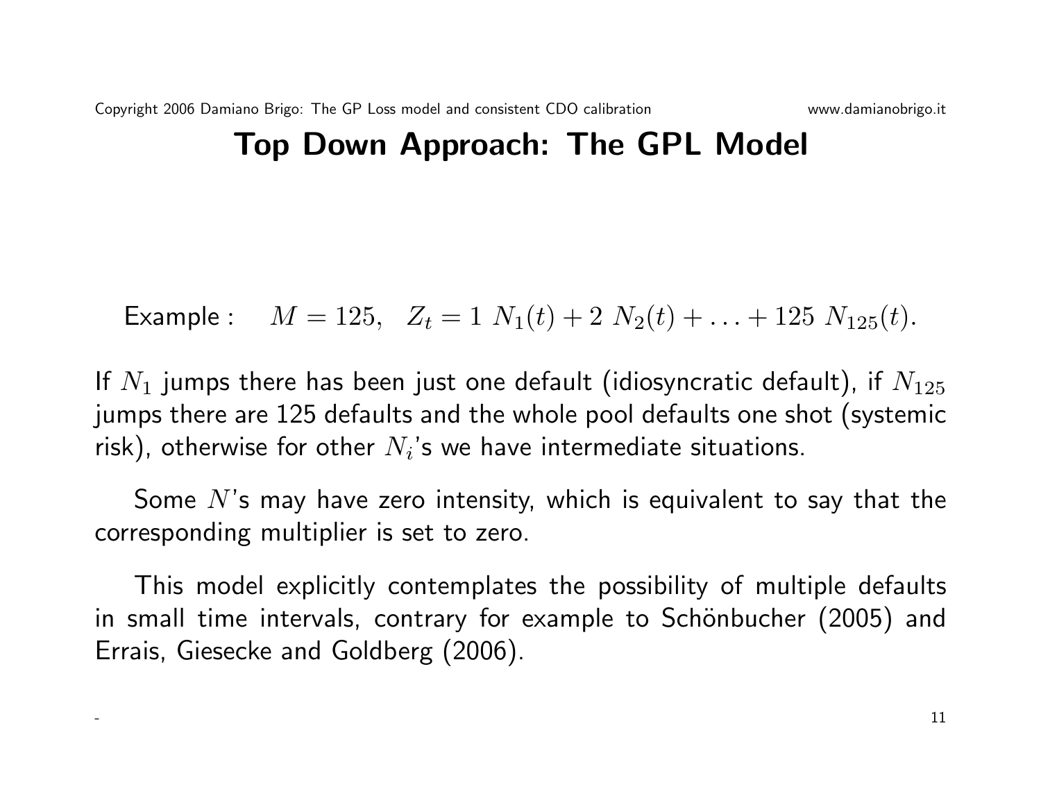# Top Down Approach: The GPL Model

$$\text{Example}: \quad M = 125, \quad Z_t = 1\ N_1(t) + 2\ N_2(t) + \ldots + 125\ N_{125}(t).$$

If $N_1$ jumps there has been just one default (idiosyncratic default), if $N_{125}$ jumps there are 125 defaults and the whole pool defaults one shot (systemic risk), otherwise for other $N_i$'s we have intermediate situations.

Some $N$'s may have zero intensity, which is equivalent to say that the corresponding multiplier is set to zero.

This model explicitly contemplates the possibility of multiple defaults in small time intervals, contrary for example to Schönbucher (2005) and Errais, Giesecke and Goldberg (2006).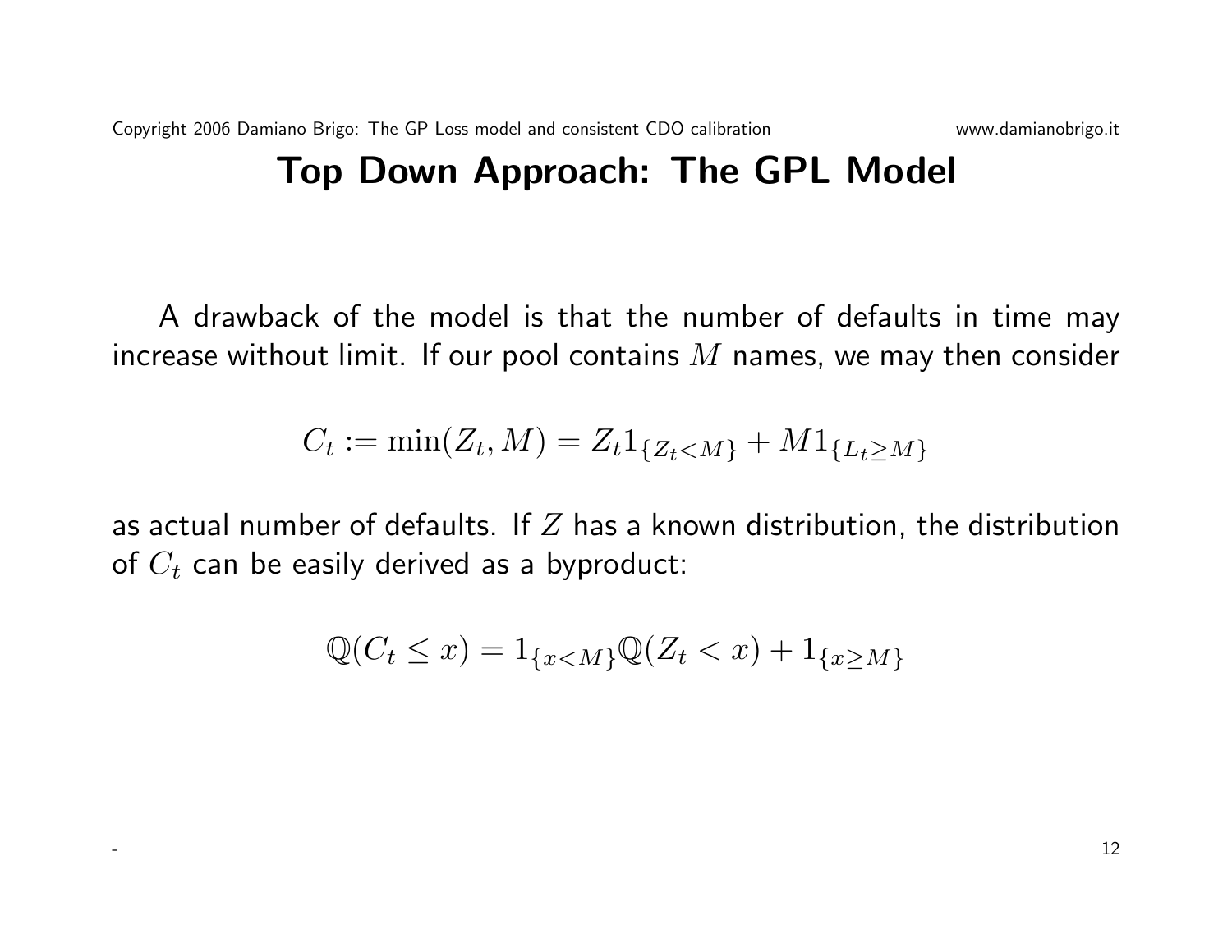# Top Down Approach: The GPL Model

A drawback of the model is that the number of defaults in time may increase without limit. If our pool contains $M$ names, we may then consider

$$C_t := \min(Z_t, M) = Z_t 1_{\{Z_t < M\}} + M 1_{\{L_t \geq M\}}$$

as actual number of defaults. If $Z$ has a known distribution, the distribution of $C_t$ can be easily derived as a byproduct:

$$\mathbb{Q}(C_t \leq x) = 1_{\{x < M\}} \mathbb{Q}(Z_t < x) + 1_{\{x \geq M\}}$$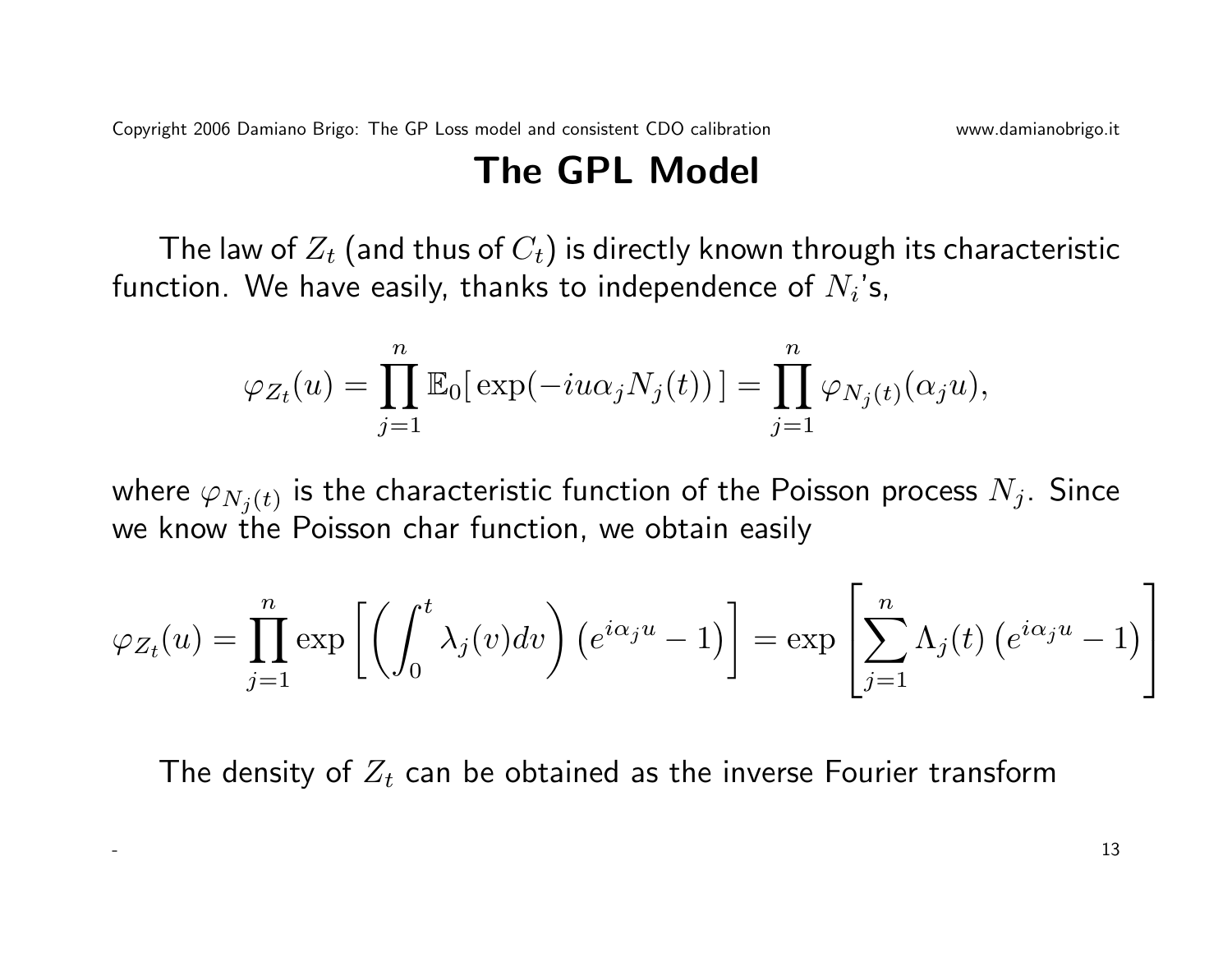# The GPL Model

The law of $Z_t$ (and thus of $C_t$) is directly known through its characteristic function. We have easily, thanks to independence of $N_i$'s,

$$\varphi_{Z_t}(u) = \prod_{j=1}^{n} \mathbb{E}_0[\, \exp(-iu\alpha_j N_j(t))\, ] = \prod_{j=1}^{n} \varphi_{N_j(t)}(\alpha_j u),$$

where $\varphi_{N_j(t)}$ is the characteristic function of the Poisson process $N_j$. Since we know the Poisson char function, we obtain easily

$$\varphi_{Z_t}(u) = \prod_{j=1}^{n} \exp\left[ \left( \int_0^t \lambda_j(v) dv \right) \left( e^{i\alpha_j u} - 1 \right) \right] = \exp\left[ \sum_{j=1}^{n} \Lambda_j(t) \left( e^{i\alpha_j u} - 1 \right) \right]$$

The density of $Z_t$ can be obtained as the inverse Fourier transform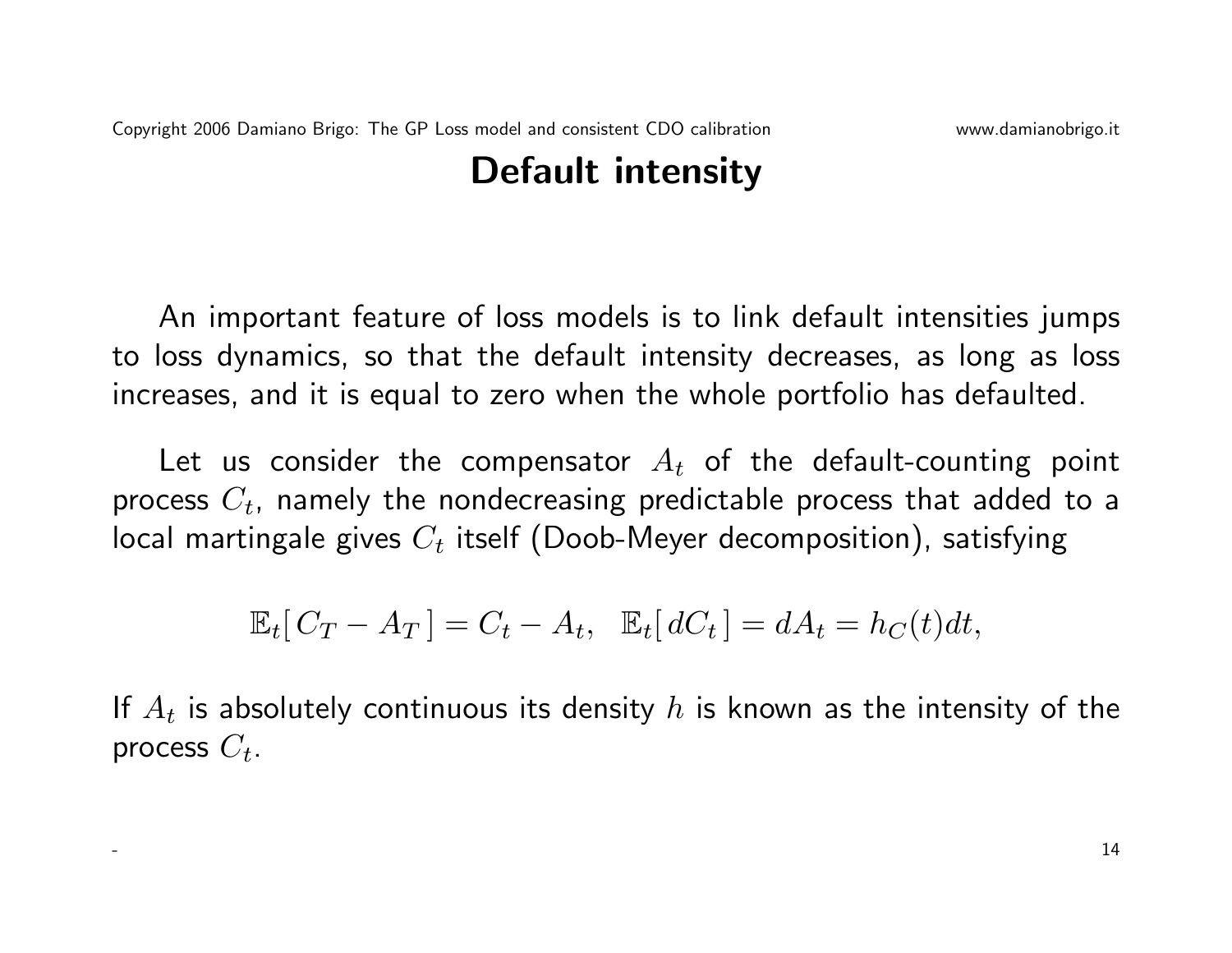# Default intensity

An important feature of loss models is to link default intensities jumps to loss dynamics, so that the default intensity decreases, as long as loss increases, and it is equal to zero when the whole portfolio has defaulted.

Let us consider the compensator $A_t$ of the default-counting point process $C_t$, namely the nondecreasing predictable process that added to a local martingale gives $C_t$ itself (Doob-Meyer decomposition), satisfying

$$\mathbb{E}_t[\, C_T - A_T \,] = C_t - A_t, \quad \mathbb{E}_t[\, dC_t \,] = dA_t = h_C(t)dt,$$

If $A_t$ is absolutely continuous its density $h$ is known as the intensity of the process $C_t$.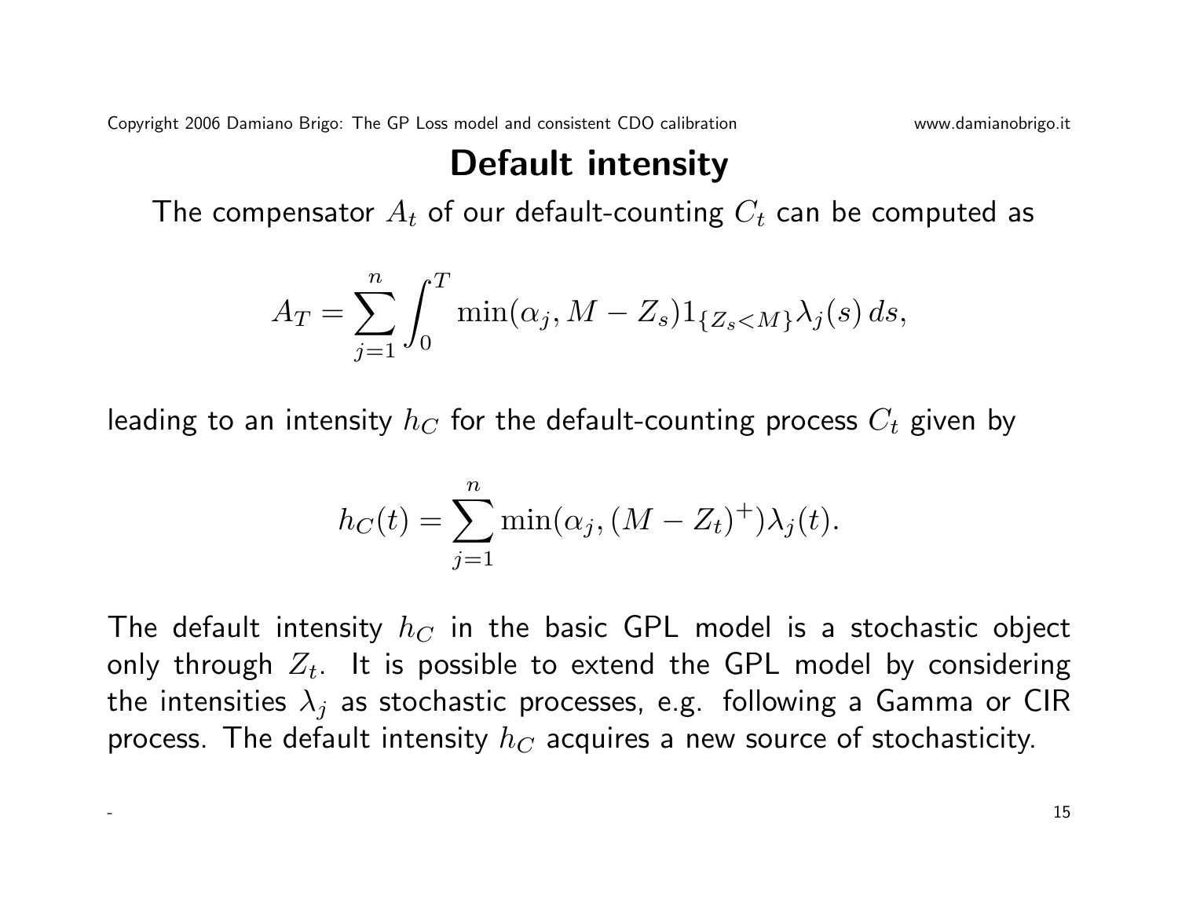# Default intensity

The compensator $A_t$ of our default-counting $C_t$ can be computed as

$$A_T = \sum_{j=1}^{n} \int_0^T \min(\alpha_j, M - Z_s) 1_{\{Z_s < M\}} \lambda_j(s)\, ds,$$

leading to an intensity $h_C$ for the default-counting process $C_t$ given by

$$h_C(t) = \sum_{j=1}^{n} \min(\alpha_j, (M - Z_t)^+) \lambda_j(t).$$

The default intensity $h_C$ in the basic GPL model is a stochastic object only through $Z_t$. It is possible to extend the GPL model by considering the intensities $\lambda_j$ as stochastic processes, e.g. following a Gamma or CIR process. The default intensity $h_C$ acquires a new source of stochasticity.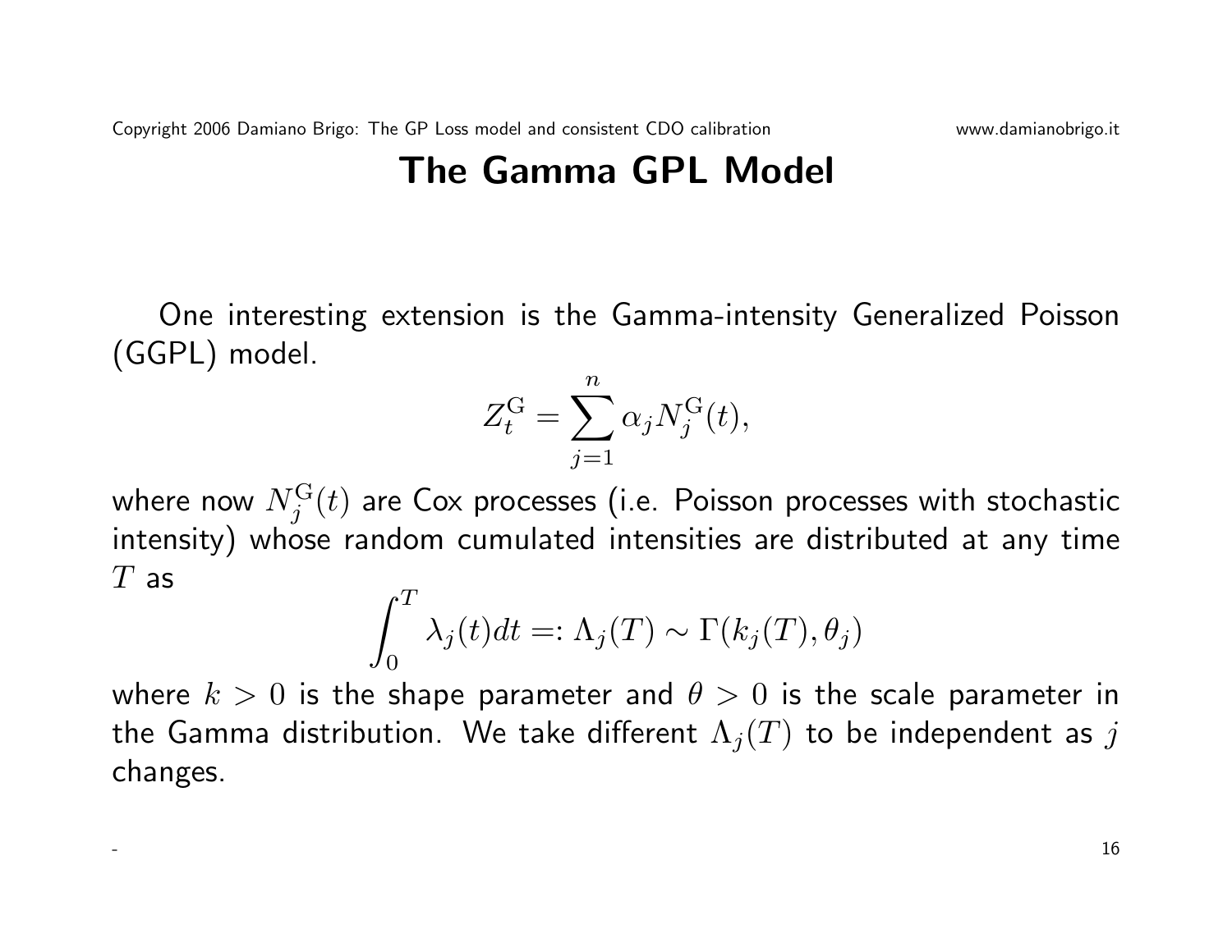# The Gamma GPL Model

One interesting extension is the Gamma-intensity Generalized Poisson (GGPL) model.

$$Z_t^{\mathrm{G}} = \sum_{j=1}^{n} \alpha_j N_j^{\mathrm{G}}(t),$$

where now $N_j^{\mathrm{G}}(t)$ are Cox processes (i.e. Poisson processes with stochastic intensity) whose random cumulated intensities are distributed at any time $T$ as

$$\int_0^T \lambda_j(t)dt =: \Lambda_j(T) \sim \Gamma(k_j(T), \theta_j)$$

where $k > 0$ is the shape parameter and $\theta > 0$ is the scale parameter in the Gamma distribution. We take different $\Lambda_j(T)$ to be independent as $j$ changes.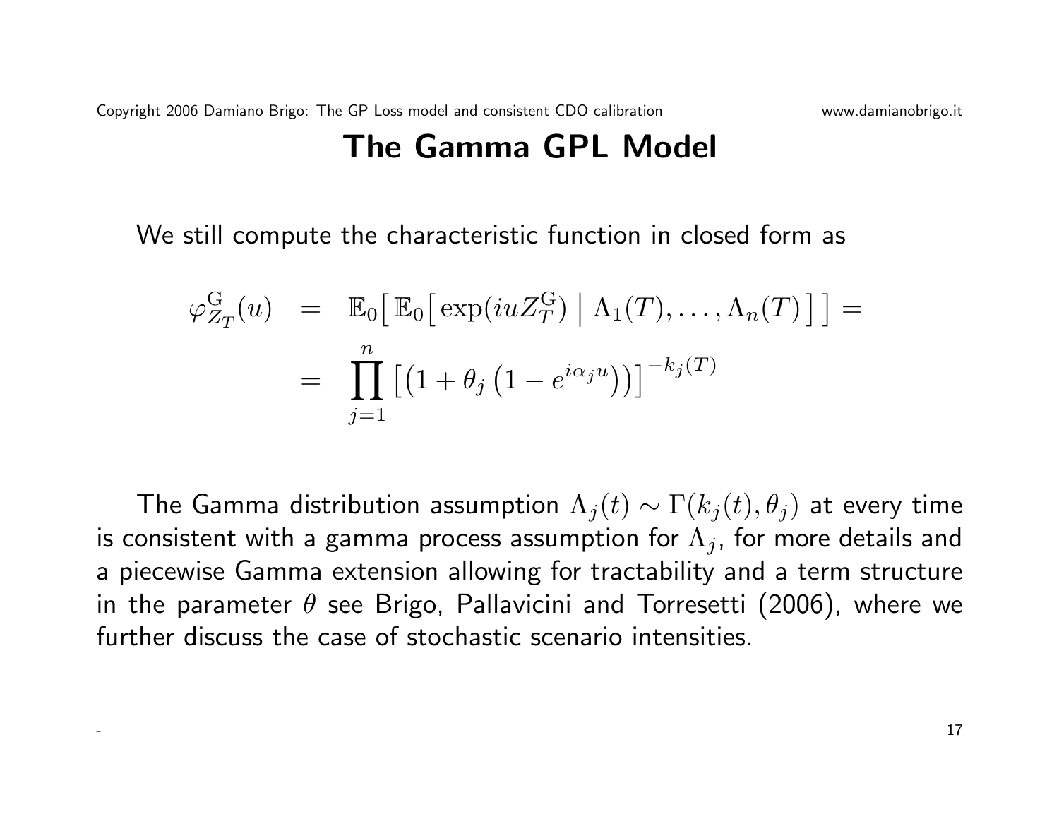# The Gamma GPL Model

We still compute the characteristic function in closed form as

$$
\begin{aligned}
\varphi_{Z_T}^{\mathrm{G}}(u) &= \mathbb{E}_0\big[\,\mathbb{E}_0\big[\exp(iuZ_T^{\mathrm{G}}) \,\big|\, \Lambda_1(T),\ldots,\Lambda_n(T)\,\big]\,\big] = \\
&= \prod_{j=1}^{n} \left[\left(1+\theta_j\left(1-e^{i\alpha_j u}\right)\right)\right]^{-k_j(T)}
\end{aligned}
$$

The Gamma distribution assumption $\Lambda_j(t) \sim \Gamma(k_j(t), \theta_j)$ at every time is consistent with a gamma process assumption for $\Lambda_j$, for more details and a piecewise Gamma extension allowing for tractability and a term structure in the parameter $\theta$ see Brigo, Pallavicini and Torresetti (2006), where we further discuss the case of stochastic scenario intensities.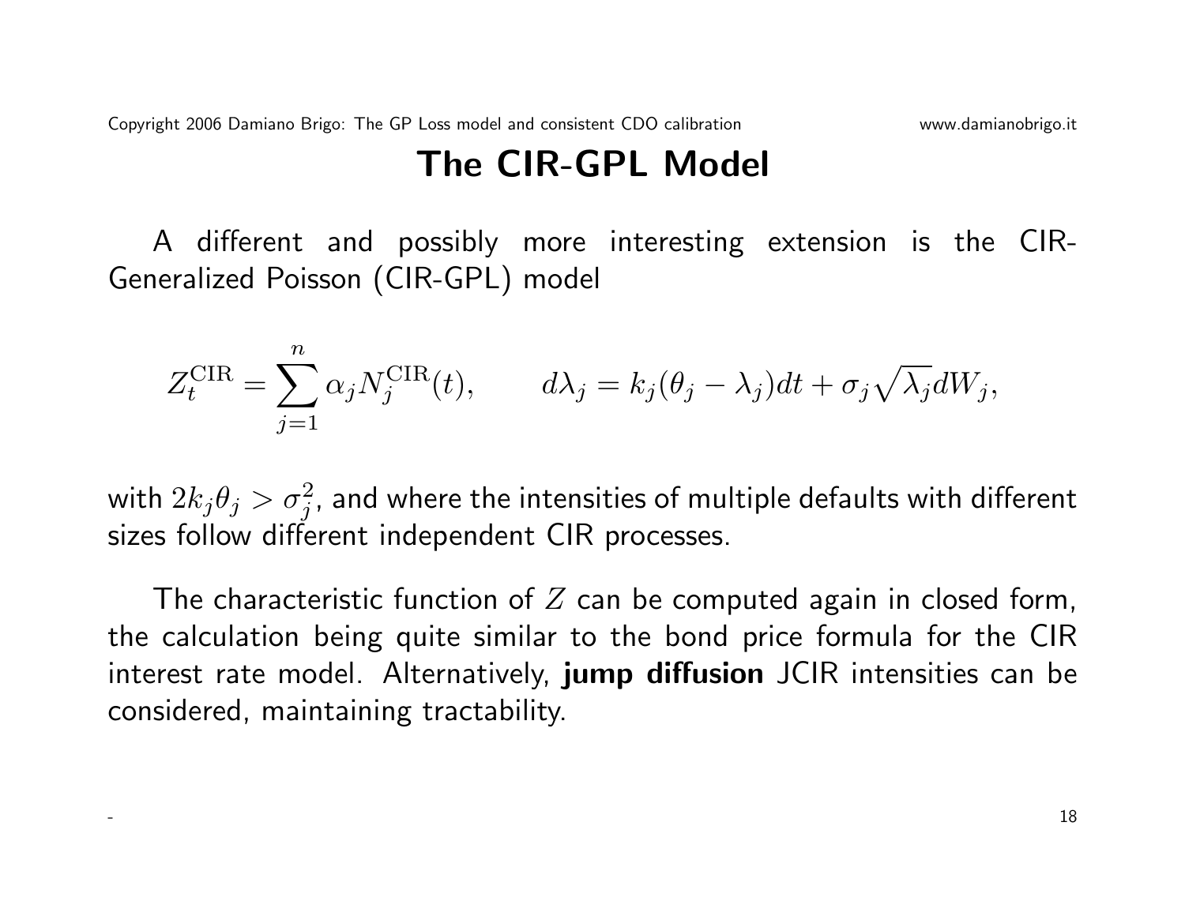# The CIR-GPL Model

A different and possibly more interesting extension is the CIR-Generalized Poisson (CIR-GPL) model

$$Z_t^{\mathrm{CIR}} = \sum_{j=1}^{n} \alpha_j N_j^{\mathrm{CIR}}(t), \qquad d\lambda_j = k_j(\theta_j - \lambda_j)dt + \sigma_j \sqrt{\lambda_j} dW_j,$$

with $2k_j\theta_j > \sigma_j^2$, and where the intensities of multiple defaults with different sizes follow different independent CIR processes.

The characteristic function of $Z$ can be computed again in closed form, the calculation being quite similar to the bond price formula for the CIR interest rate model. Alternatively, **jump diffusion** JCIR intensities can be considered, maintaining tractability.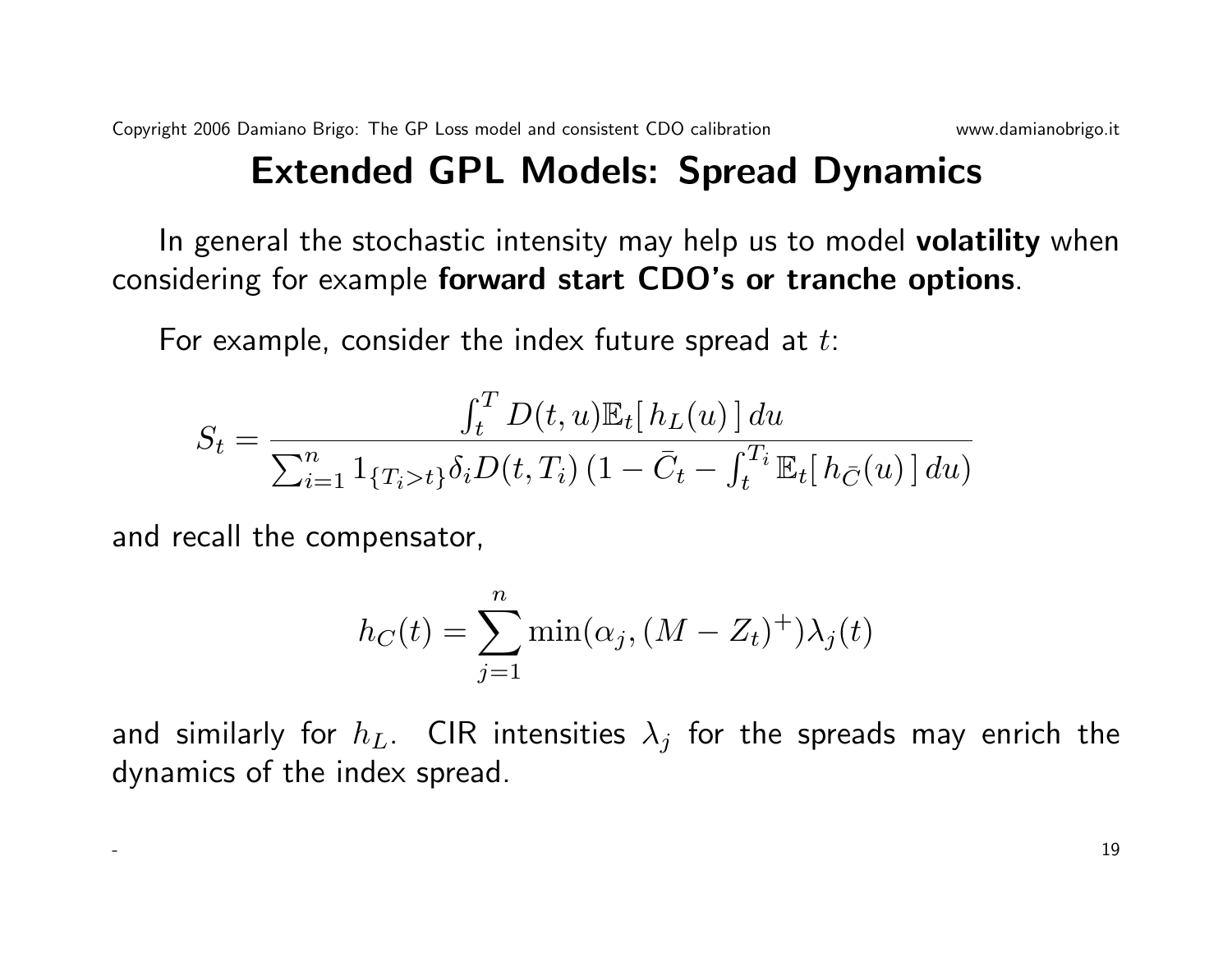# Extended GPL Models: Spread Dynamics

In general the stochastic intensity may help us to model **volatility** when considering for example **forward start CDO's or tranche options**.

For example, consider the index future spread at $t$:

$$S_t = \frac{\int_t^T D(t,u)\mathbb{E}_t[\, h_L(u)\,]\, du}{\sum_{i=1}^n 1_{\{T_i > t\}} \delta_i D(t,T_i)\,(1 - \bar{C}_t - \int_t^{T_i} \mathbb{E}_t[\, h_{\bar{C}}(u)\,]\, du)}$$

and recall the compensator,

$$h_C(t) = \sum_{j=1}^n \min(\alpha_j, (M - Z_t)^+)\lambda_j(t)$$

and similarly for $h_L$. CIR intensities $\lambda_j$ for the spreads may enrich the dynamics of the index spread.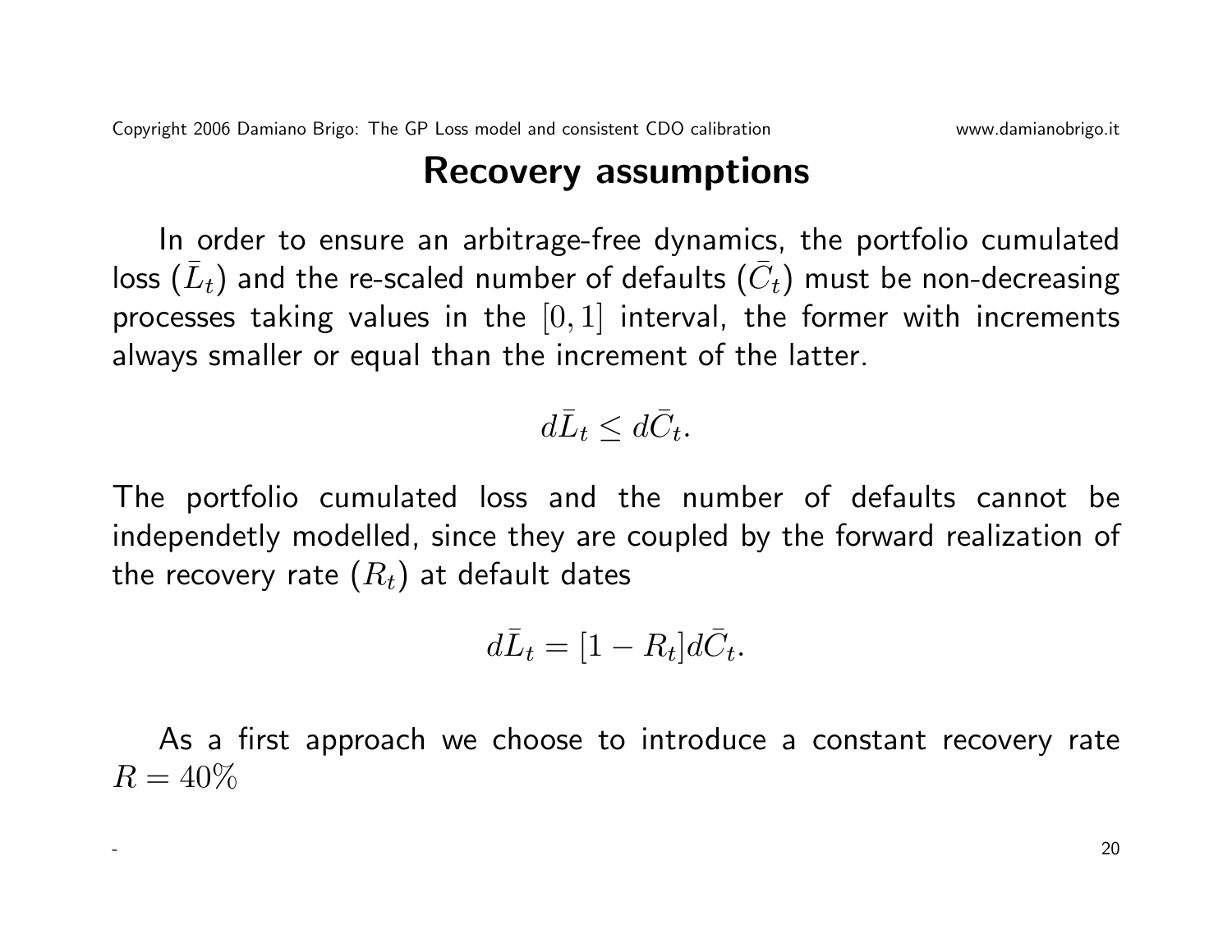# Recovery assumptions

In order to ensure an arbitrage-free dynamics, the portfolio cumulated loss ($\bar{L}_t$) and the re-scaled number of defaults ($\bar{C}_t$) must be non-decreasing processes taking values in the $[0, 1]$ interval, the former with increments always smaller or equal than the increment of the latter.

$$d\bar{L}_t \leq d\bar{C}_t.$$

The portfolio cumulated loss and the number of defaults cannot be independetly modelled, since they are coupled by the forward realization of the recovery rate ($R_t$) at default dates

$$d\bar{L}_t = [1 - R_t]d\bar{C}_t.$$

As a first approach we choose to introduce a constant recovery rate $R = 40\%$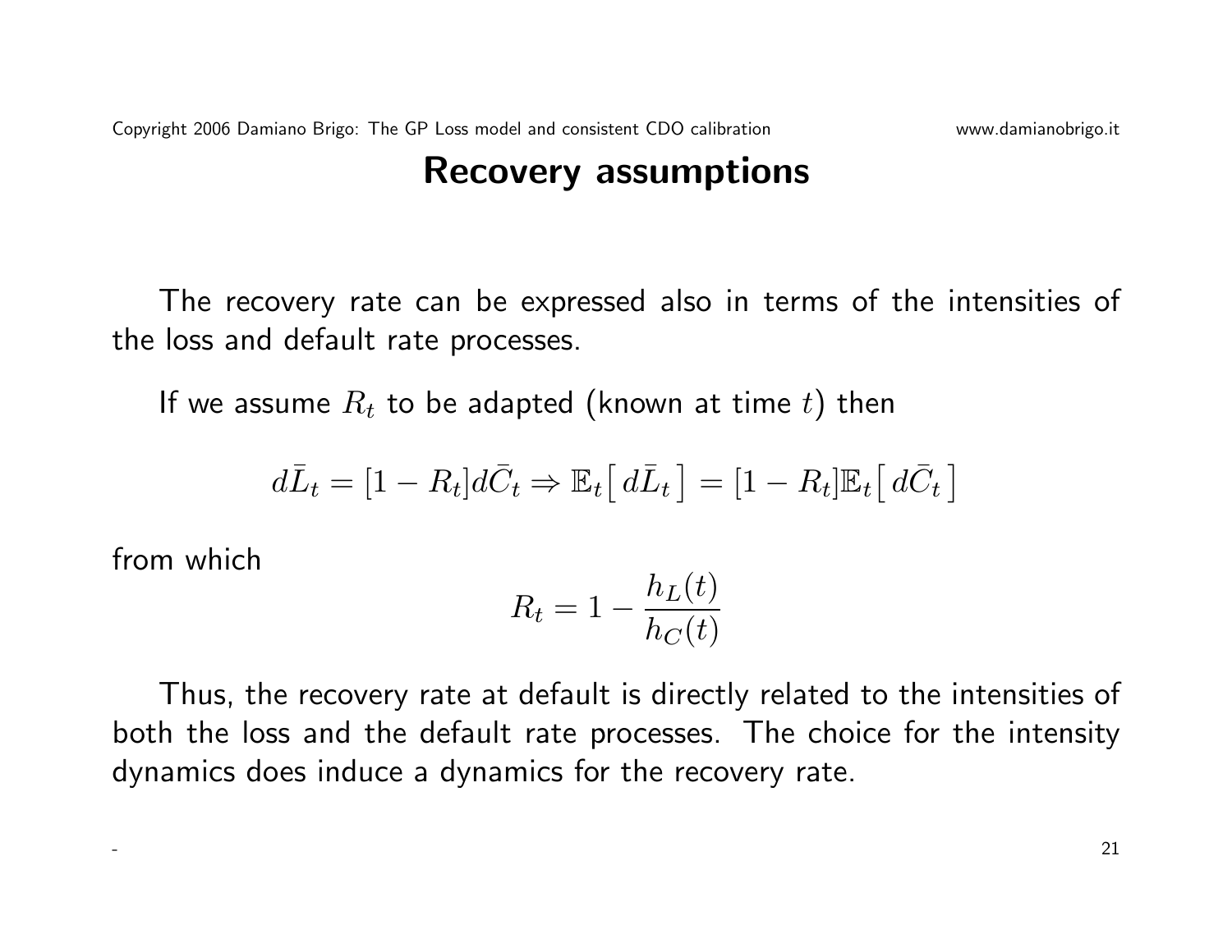# Recovery assumptions

The recovery rate can be expressed also in terms of the intensities of the loss and default rate processes.

If we assume $R_t$ to be adapted (known at time $t$) then

$$d\bar{L}_t = [1 - R_t] d\bar{C}_t \Rightarrow \mathbb{E}_t\big[\, d\bar{L}_t \,\big] = [1 - R_t]\mathbb{E}_t\big[\, d\bar{C}_t \,\big]$$

from which

$$R_t = 1 - \frac{h_L(t)}{h_C(t)}$$

Thus, the recovery rate at default is directly related to the intensities of both the loss and the default rate processes. The choice for the intensity dynamics does induce a dynamics for the recovery rate.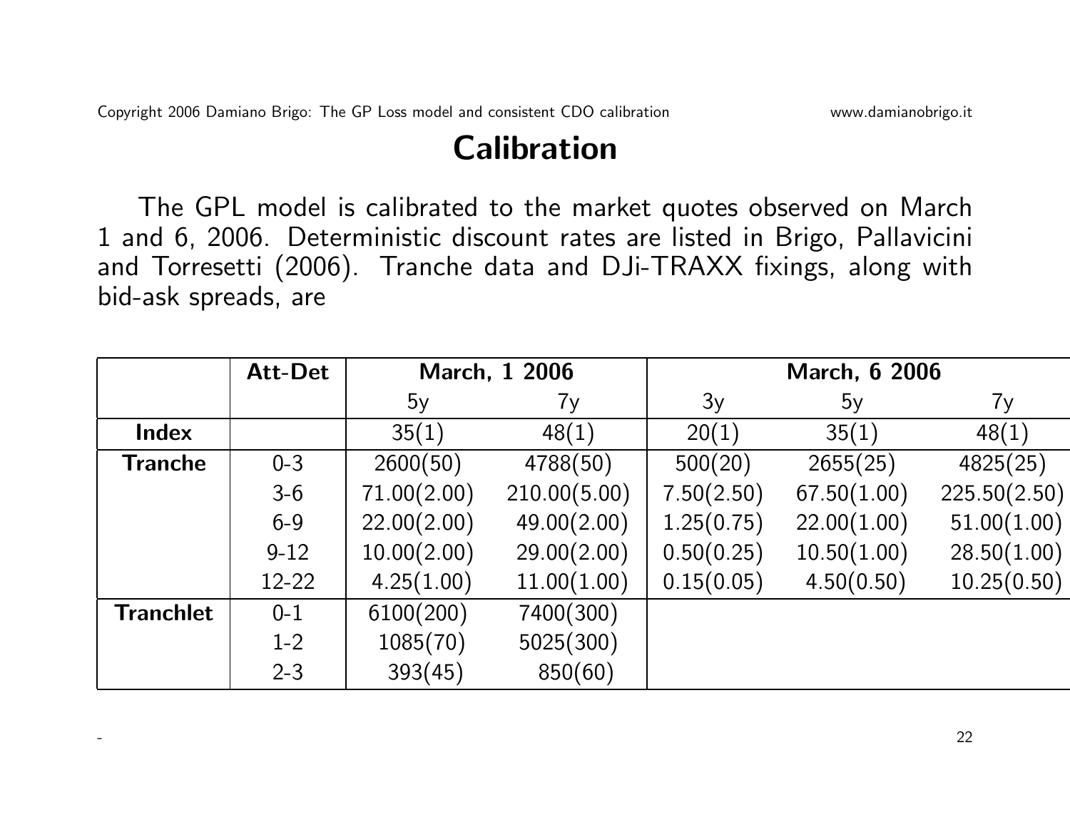# Calibration

The GPL model is calibrated to the market quotes observed on March 1 and 6, 2006. Deterministic discount rates are listed in Brigo, Pallavicini and Torresetti (2006). Tranche data and DJi-TRAXX fixings, along with bid-ask spreads, are

| | Att-Det | March, 1 2006 | | March, 6 2006 | | |
|---|---|---|---|---|---|---|
| | | 5y | 7y | 3y | 5y | 7y |
| **Index** | | 35(1) | 48(1) | 20(1) | 35(1) | 48(1) |
| **Tranche** | 0-3 | 2600(50) | 4788(50) | 500(20) | 2655(25) | 4825(25) |
| | 3-6 | 71.00(2.00) | 210.00(5.00) | 7.50(2.50) | 67.50(1.00) | 225.50(2.50) |
| | 6-9 | 22.00(2.00) | 49.00(2.00) | 1.25(0.75) | 22.00(1.00) | 51.00(1.00) |
| | 9-12 | 10.00(2.00) | 29.00(2.00) | 0.50(0.25) | 10.50(1.00) | 28.50(1.00) |
| | 12-22 | 4.25(1.00) | 11.00(1.00) | 0.15(0.05) | 4.50(0.50) | 10.25(0.50) |
| **Tranchlet** | 0-1 | 6100(200) | 7400(300) | | | |
| | 1-2 | 1085(70) | 5025(300) | | | |
| | 2-3 | 393(45) | 850(60) | | | |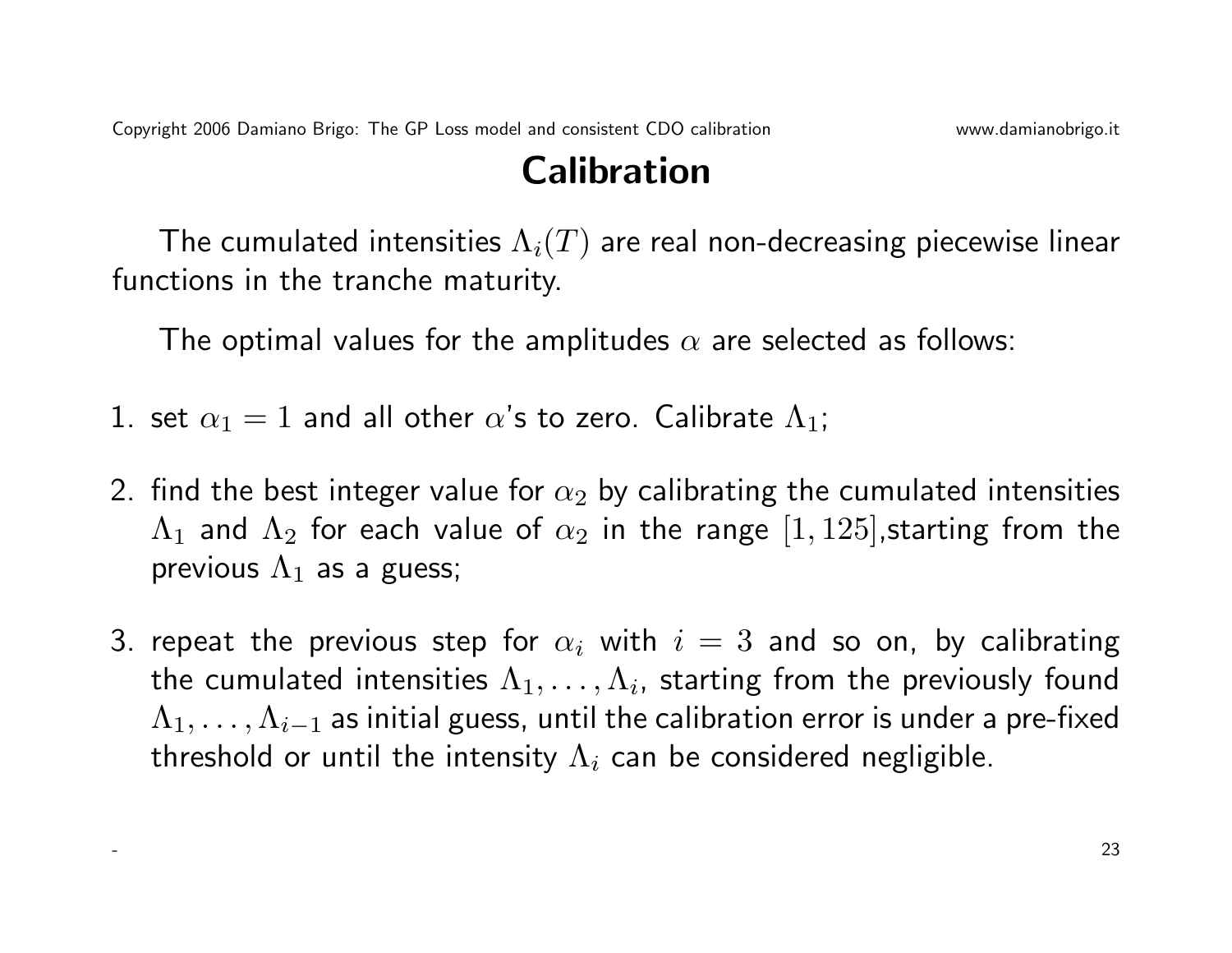# Calibration

The cumulated intensities $\Lambda_i(T)$ are real non-decreasing piecewise linear functions in the tranche maturity.

The optimal values for the amplitudes $\alpha$ are selected as follows:

1. set $\alpha_1 = 1$ and all other $\alpha$'s to zero. Calibrate $\Lambda_1$;

2. find the best integer value for $\alpha_2$ by calibrating the cumulated intensities $\Lambda_1$ and $\Lambda_2$ for each value of $\alpha_2$ in the range $[1, 125]$,starting from the previous $\Lambda_1$ as a guess;

3. repeat the previous step for $\alpha_i$ with $i = 3$ and so on, by calibrating the cumulated intensities $\Lambda_1, \ldots, \Lambda_i$, starting from the previously found $\Lambda_1, \ldots, \Lambda_{i-1}$ as initial guess, until the calibration error is under a pre-fixed threshold or until the intensity $\Lambda_i$ can be considered negligible.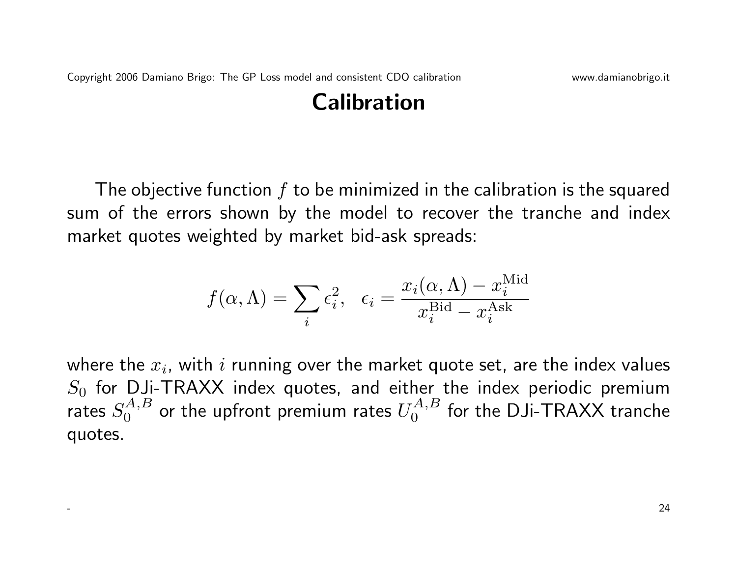# Calibration

The objective function $f$ to be minimized in the calibration is the squared sum of the errors shown by the model to recover the tranche and index market quotes weighted by market bid-ask spreads:

$$f(\alpha, \Lambda) = \sum_i \epsilon_i^2, \quad \epsilon_i = \frac{x_i(\alpha, \Lambda) - x_i^{\text{Mid}}}{x_i^{\text{Bid}} - x_i^{\text{Ask}}}$$

where the $x_i$, with $i$ running over the market quote set, are the index values $S_0$ for DJi-TRAXX index quotes, and either the index periodic premium rates $S_0^{A,B}$ or the upfront premium rates $U_0^{A,B}$ for the DJi-TRAXX tranche quotes.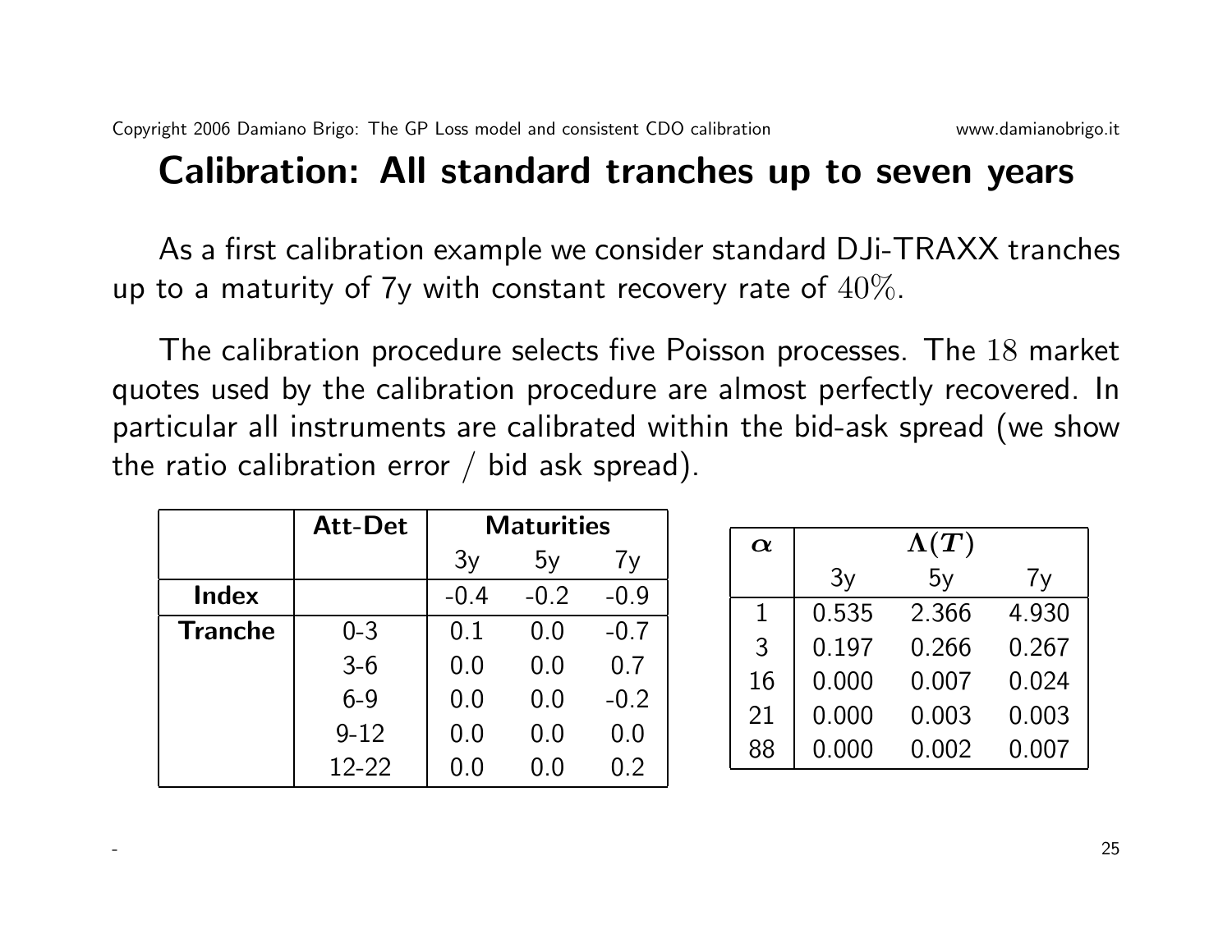# Calibration: All standard tranches up to seven years

As a first calibration example we consider standard DJi-TRAXX tranches up to a maturity of 7y with constant recovery rate of $40\%$.

The calibration procedure selects five Poisson processes. The $18$ market quotes used by the calibration procedure are almost perfectly recovered. In particular all instruments are calibrated within the bid-ask spread (we show the ratio calibration error / bid ask spread).

| | **Att-Det** | **Maturities** | | |
|---|---|---|---|---|
| | | 3y | 5y | 7y |
| **Index** | | -0.4 | -0.2 | -0.9 |
| **Tranche** | 0-3 | 0.1 | 0.0 | -0.7 |
| | 3-6 | 0.0 | 0.0 | 0.7 |
| | 6-9 | 0.0 | 0.0 | -0.2 |
| | 9-12 | 0.0 | 0.0 | 0.0 |
| | 12-22 | 0.0 | 0.0 | 0.2 |

| $\alpha$ | $\Lambda(T)$ | | |
|---|---|---|---|
| | 3y | 5y | 7y |
| 1 | 0.535 | 2.366 | 4.930 |
| 3 | 0.197 | 0.266 | 0.267 |
| 16 | 0.000 | 0.007 | 0.024 |
| 21 | 0.000 | 0.003 | 0.003 |
| 88 | 0.000 | 0.002 | 0.007 |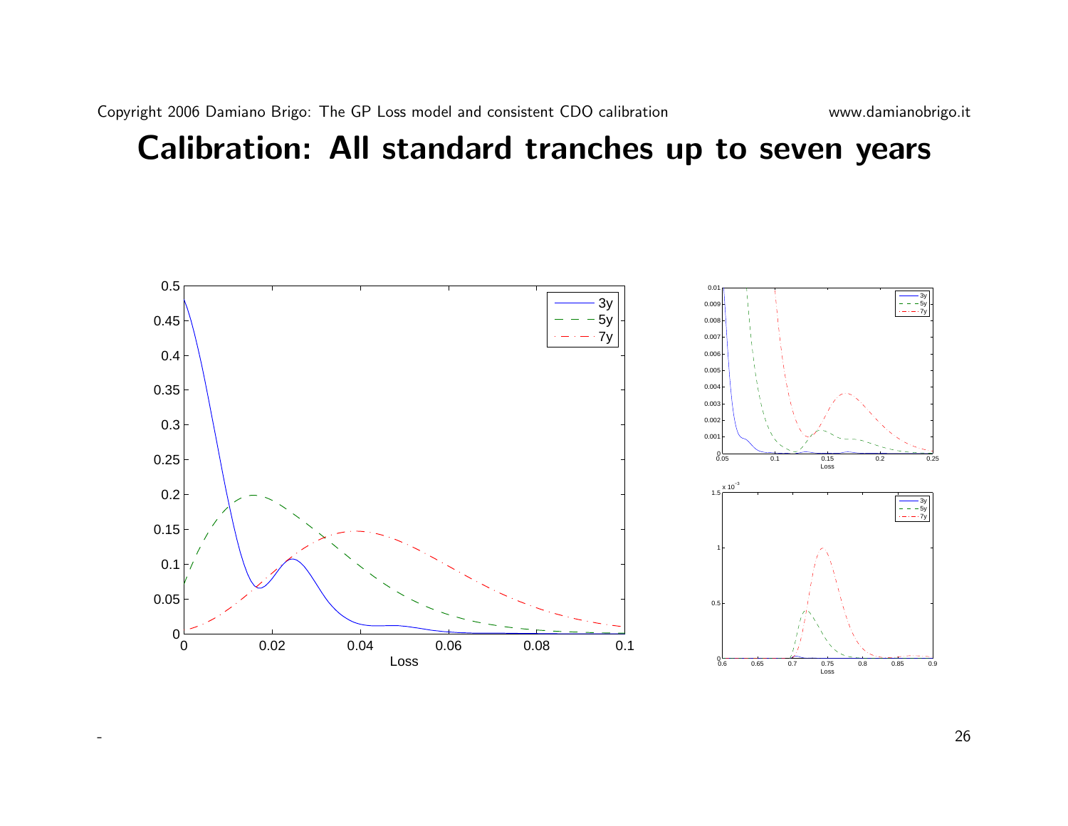# Calibration: All standard tranches up to seven years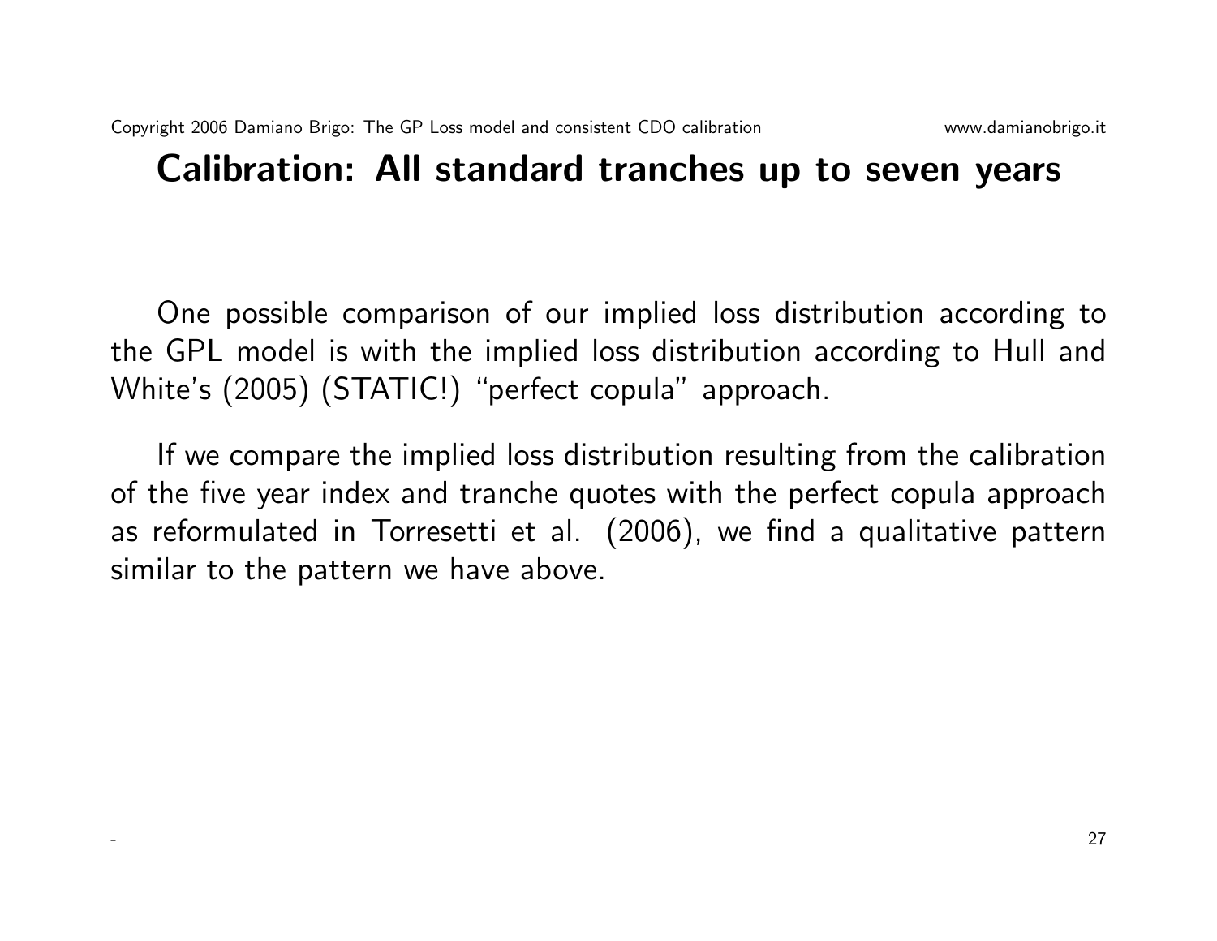## Calibration: All standard tranches up to seven years

One possible comparison of our implied loss distribution according to the GPL model is with the implied loss distribution according to Hull and White's (2005) (STATIC!) "perfect copula" approach.

If we compare the implied loss distribution resulting from the calibration of the five year index and tranche quotes with the perfect copula approach as reformulated in Torresetti et al. (2006), we find a qualitative pattern similar to the pattern we have above.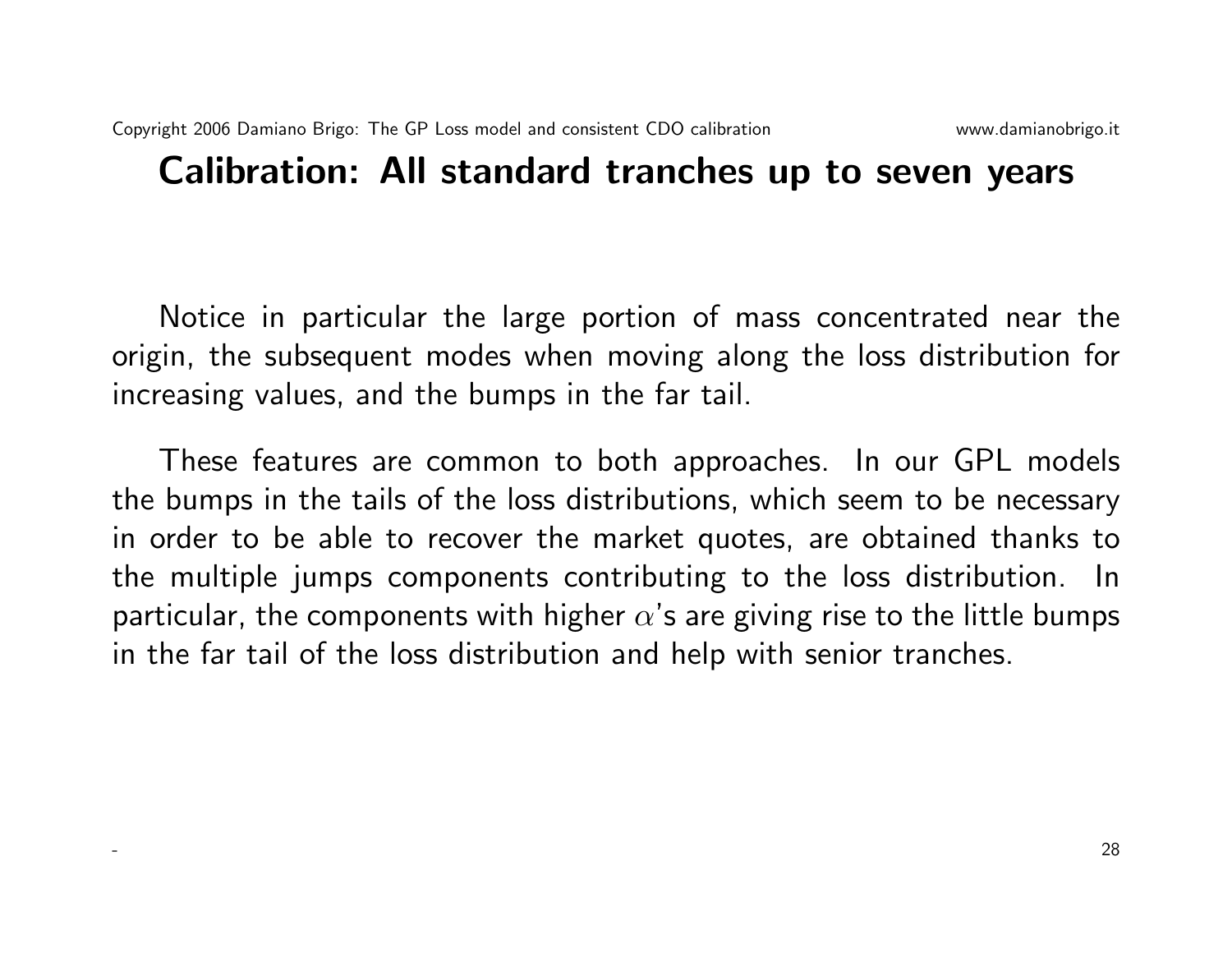# Calibration: All standard tranches up to seven years

Notice in particular the large portion of mass concentrated near the origin, the subsequent modes when moving along the loss distribution for increasing values, and the bumps in the far tail.

These features are common to both approaches. In our GPL models the bumps in the tails of the loss distributions, which seem to be necessary in order to be able to recover the market quotes, are obtained thanks to the multiple jumps components contributing to the loss distribution. In particular, the components with higher $\alpha$'s are giving rise to the little bumps in the far tail of the loss distribution and help with senior tranches.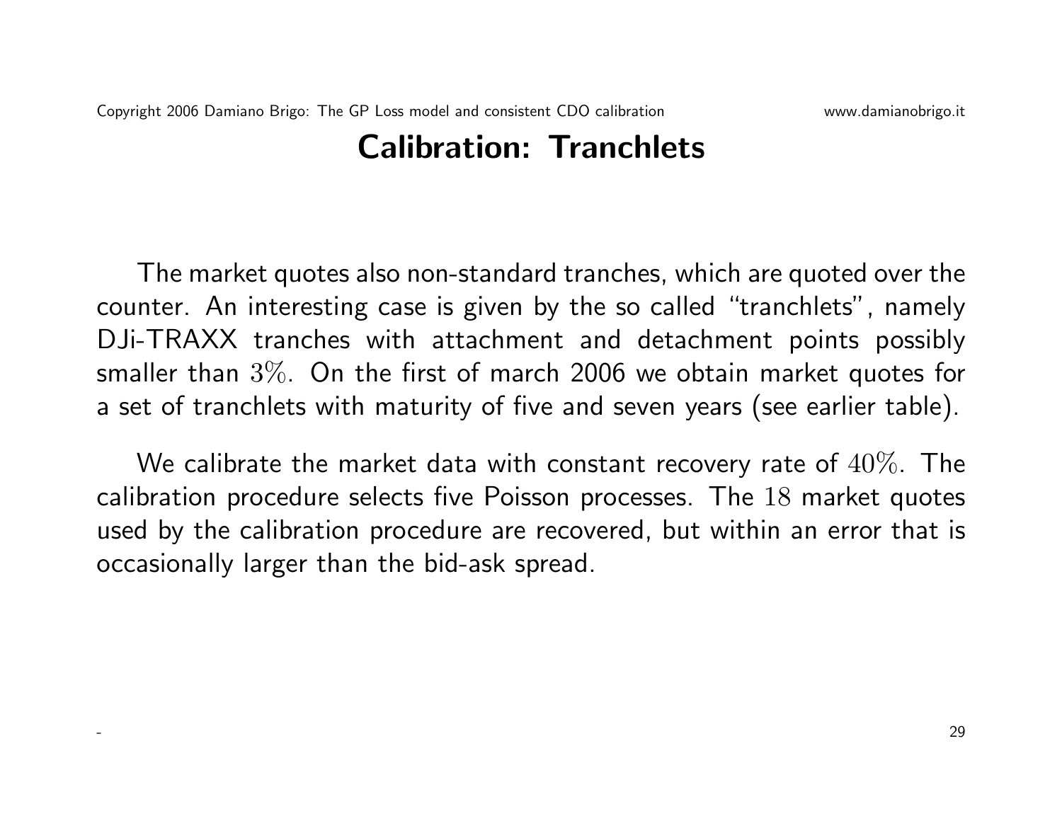# Calibration: Tranchlets

The market quotes also non-standard tranches, which are quoted over the counter. An interesting case is given by the so called "tranchlets", namely DJi-TRAXX tranches with attachment and detachment points possibly smaller than $3\%$. On the first of march 2006 we obtain market quotes for a set of tranchlets with maturity of five and seven years (see earlier table).

We calibrate the market data with constant recovery rate of $40\%$. The calibration procedure selects five Poisson processes. The $18$ market quotes used by the calibration procedure are recovered, but within an error that is occasionally larger than the bid-ask spread.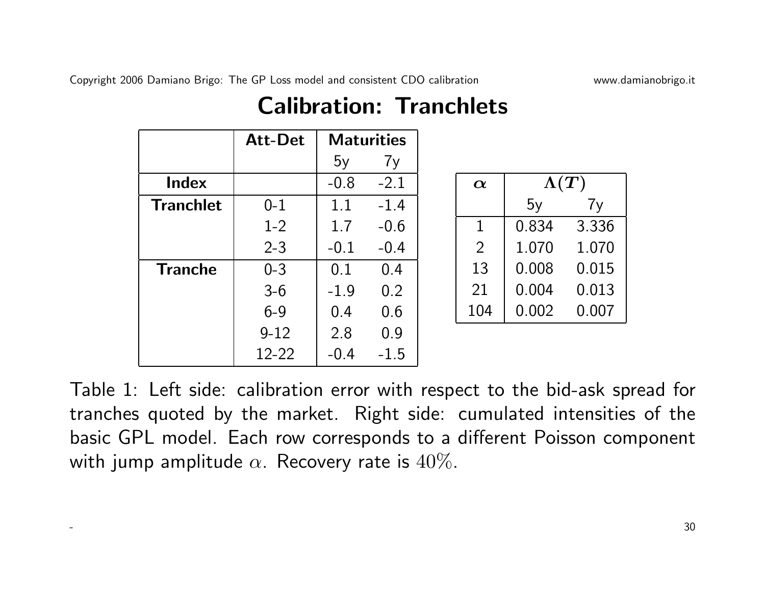# Calibration: Tranchlets

| | Att-Det | Maturities | |
|---|---|---|---|
| | | 5y | 7y |
| **Index** | | -0.8 | -2.1 |
| **Tranchlet** | 0-1 | 1.1 | -1.4 |
| | 1-2 | 1.7 | -0.6 |
| | 2-3 | -0.1 | -0.4 |
| **Tranche** | 0-3 | 0.1 | 0.4 |
| | 3-6 | -1.9 | 0.2 |
| | 6-9 | 0.4 | 0.6 |
| | 9-12 | 2.8 | 0.9 |
| | 12-22 | -0.4 | -1.5 |

| $\alpha$ | $\Lambda(T)$ | |
|---|---|---|
| | 5y | 7y |
| 1 | 0.834 | 3.336 |
| 2 | 1.070 | 1.070 |
| 13 | 0.008 | 0.015 |
| 21 | 0.004 | 0.013 |
| 104 | 0.002 | 0.007 |

Table 1: Left side: calibration error with respect to the bid-ask spread for tranches quoted by the market. Right side: cumulated intensities of the basic GPL model. Each row corresponds to a different Poisson component with jump amplitude $\alpha$. Recovery rate is $40\%$.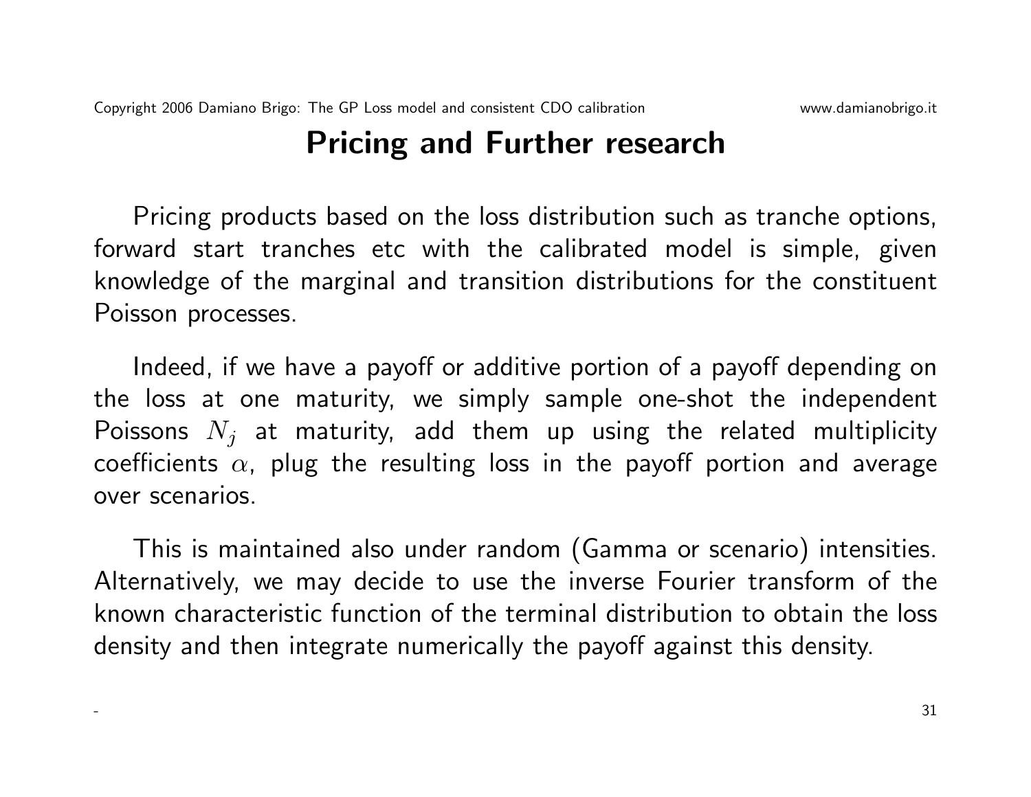# Pricing and Further research

Pricing products based on the loss distribution such as tranche options, forward start tranches etc with the calibrated model is simple, given knowledge of the marginal and transition distributions for the constituent Poisson processes.

Indeed, if we have a payoff or additive portion of a payoff depending on the loss at one maturity, we simply sample one-shot the independent Poissons $N_j$ at maturity, add them up using the related multiplicity coefficients $\alpha$, plug the resulting loss in the payoff portion and average over scenarios.

This is maintained also under random (Gamma or scenario) intensities. Alternatively, we may decide to use the inverse Fourier transform of the known characteristic function of the terminal distribution to obtain the loss density and then integrate numerically the payoff against this density.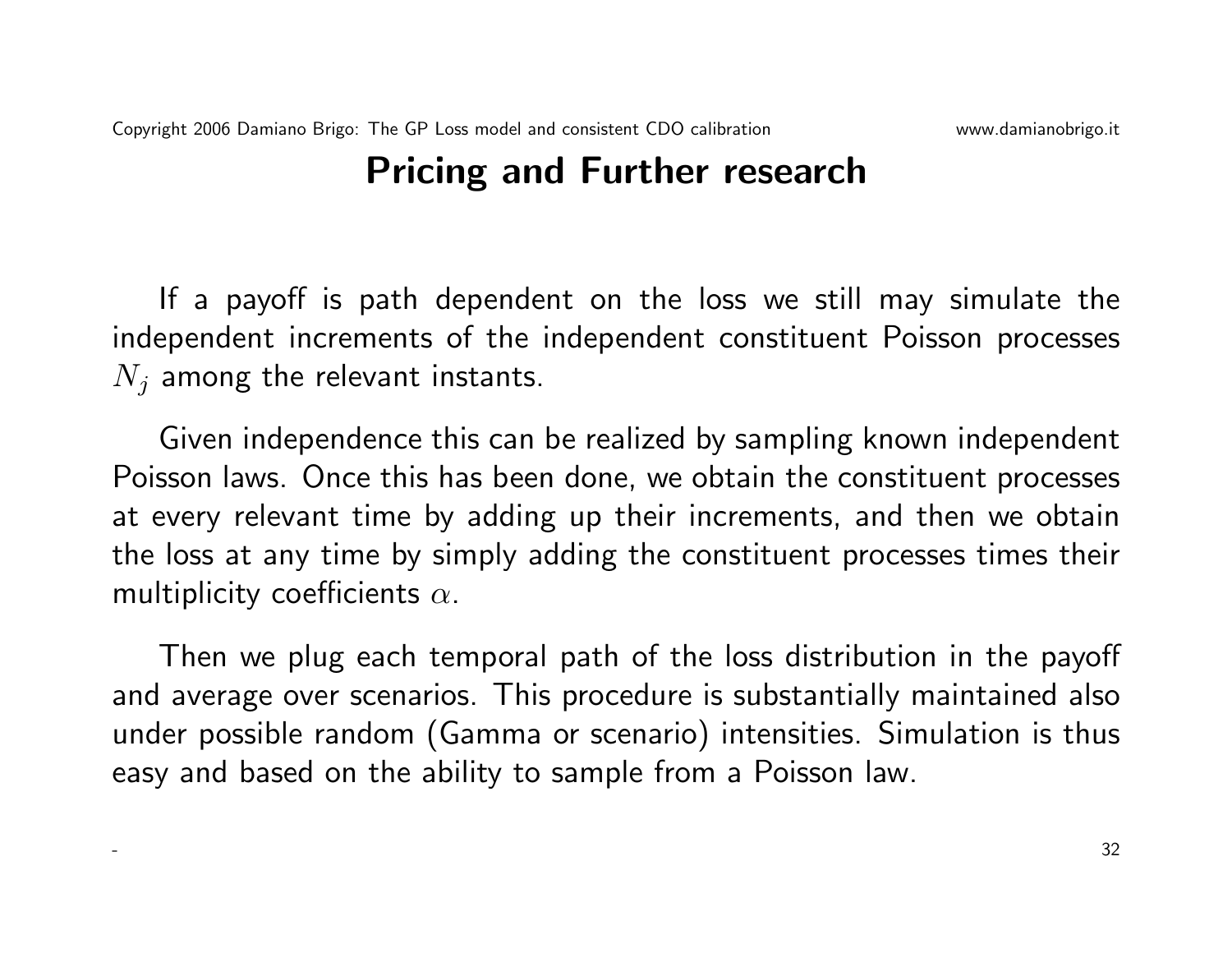# Pricing and Further research

If a payoff is path dependent on the loss we still may simulate the independent increments of the independent constituent Poisson processes $N_j$ among the relevant instants.

Given independence this can be realized by sampling known independent Poisson laws. Once this has been done, we obtain the constituent processes at every relevant time by adding up their increments, and then we obtain the loss at any time by simply adding the constituent processes times their multiplicity coefficients $\alpha$.

Then we plug each temporal path of the loss distribution in the payoff and average over scenarios. This procedure is substantially maintained also under possible random (Gamma or scenario) intensities. Simulation is thus easy and based on the ability to sample from a Poisson law.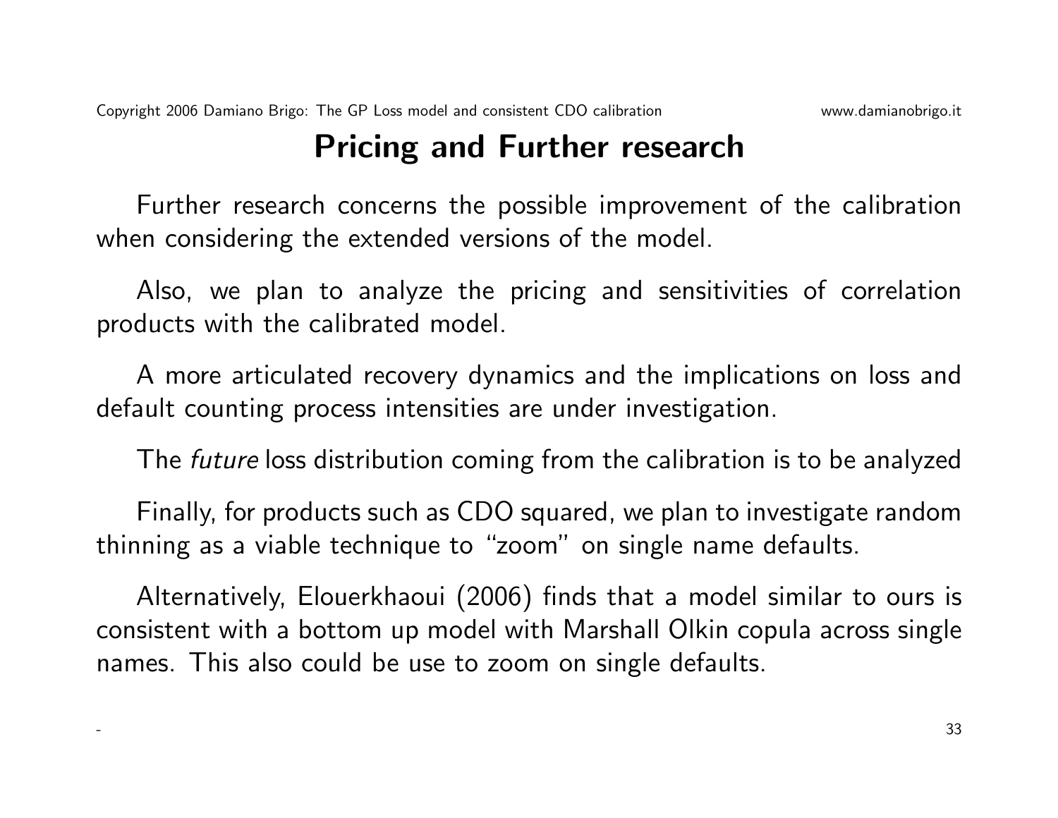# Pricing and Further research

Further research concerns the possible improvement of the calibration when considering the extended versions of the model.

Also, we plan to analyze the pricing and sensitivities of correlation products with the calibrated model.

A more articulated recovery dynamics and the implications on loss and default counting process intensities are under investigation.

The *future* loss distribution coming from the calibration is to be analyzed

Finally, for products such as CDO squared, we plan to investigate random thinning as a viable technique to "zoom" on single name defaults.

Alternatively, Elouerkhaoui (2006) finds that a model similar to ours is consistent with a bottom up model with Marshall Olkin copula across single names. This also could be use to zoom on single defaults.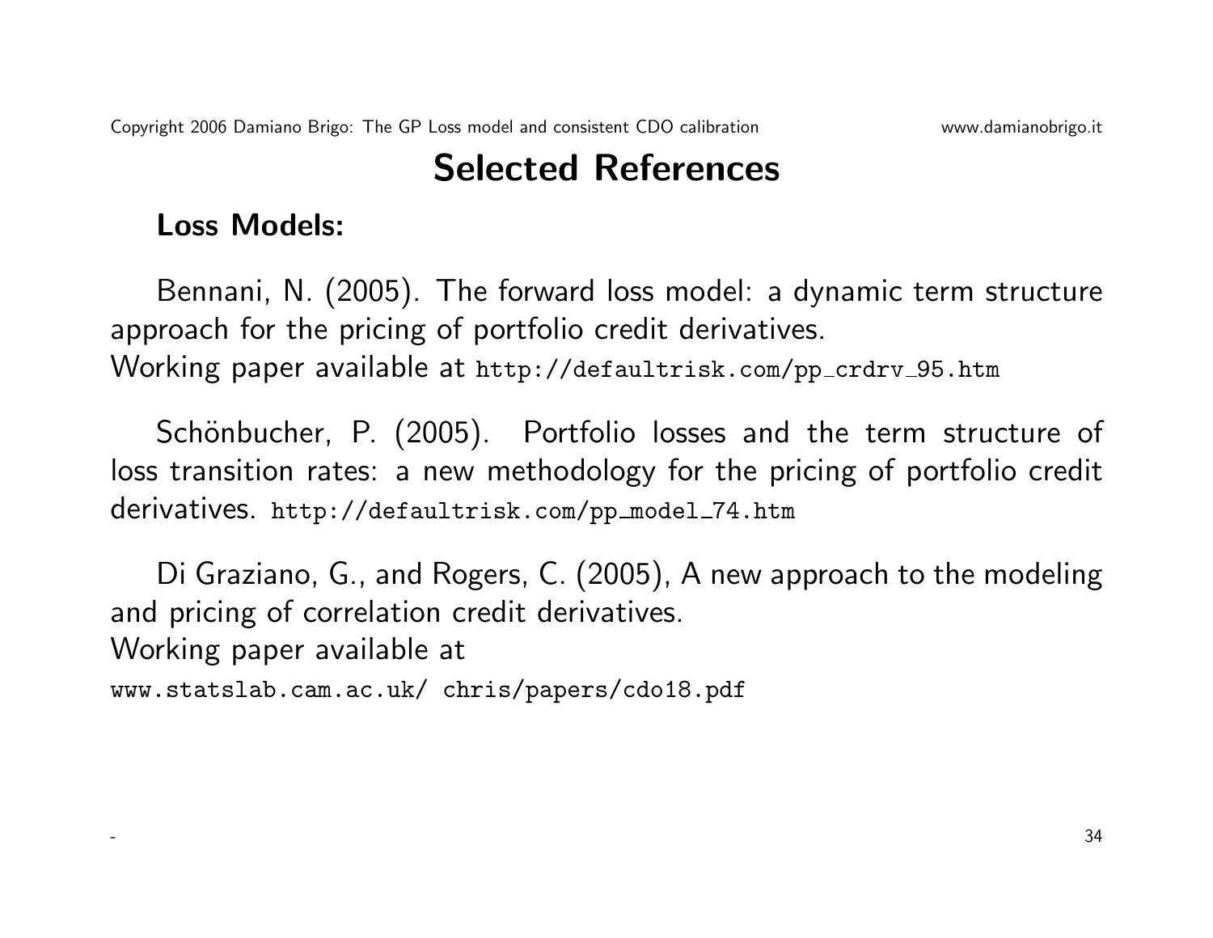## Selected References

**Loss Models:**

Bennani, N. (2005). The forward loss model: a dynamic term structure approach for the pricing of portfolio credit derivatives.
Working paper available at `http://defaultrisk.com/pp_crdrv_95.htm`

Schönbucher, P. (2005). Portfolio losses and the term structure of loss transition rates: a new methodology for the pricing of portfolio credit derivatives. `http://defaultrisk.com/pp_model_74.htm`

Di Graziano, G., and Rogers, C. (2005), A new approach to the modeling and pricing of correlation credit derivatives.
Working paper available at
`www.statslab.cam.ac.uk/ chris/papers/cdo18.pdf`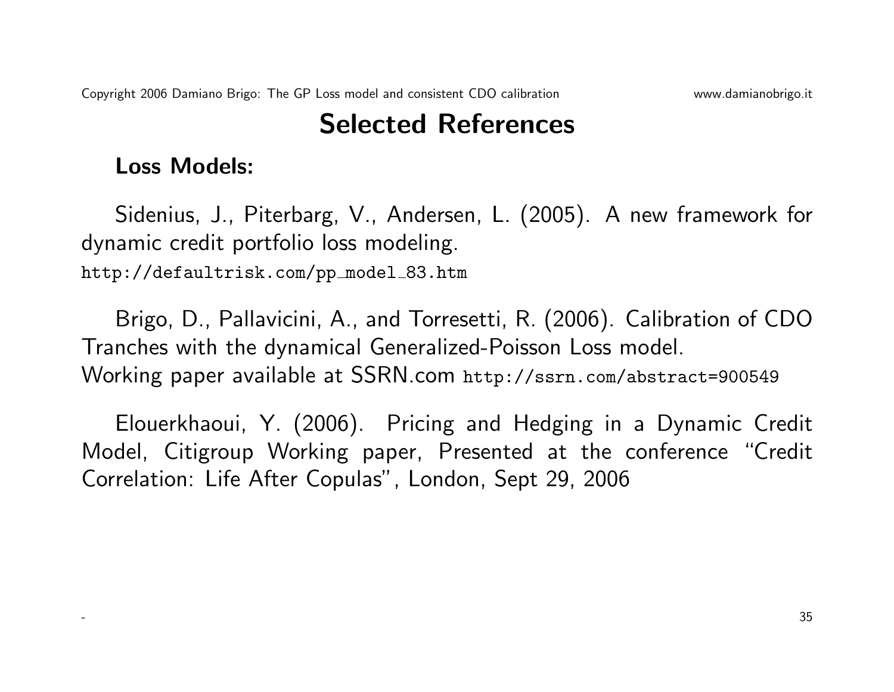# Selected References

**Loss Models:**

Sidenius, J., Piterbarg, V., Andersen, L. (2005). A new framework for dynamic credit portfolio loss modeling.
http://defaultrisk.com/pp_model_83.htm

Brigo, D., Pallavicini, A., and Torresetti, R. (2006). Calibration of CDO Tranches with the dynamical Generalized-Poisson Loss model.
Working paper available at SSRN.com http://ssrn.com/abstract=900549

Elouerkhaoui, Y. (2006). Pricing and Hedging in a Dynamic Credit Model, Citigroup Working paper, Presented at the conference "Credit Correlation: Life After Copulas", London, Sept 29, 2006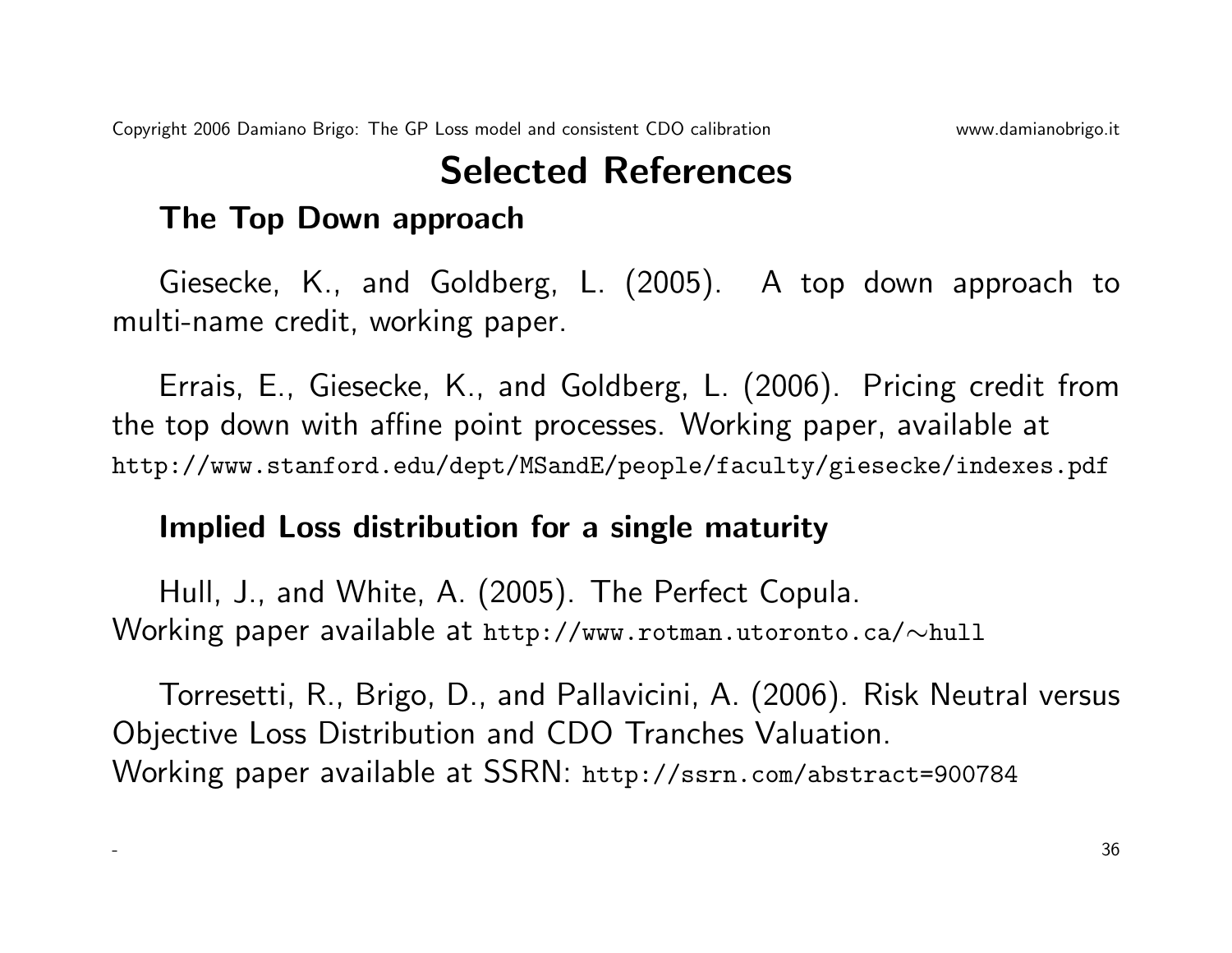# Selected References

## The Top Down approach

Giesecke, K., and Goldberg, L. (2005). A top down approach to multi-name credit, working paper.

Errais, E., Giesecke, K., and Goldberg, L. (2006). Pricing credit from the top down with affine point processes. Working paper, available at `http://www.stanford.edu/dept/MSandE/people/faculty/giesecke/indexes.pdf`

## Implied Loss distribution for a single maturity

Hull, J., and White, A. (2005). The Perfect Copula.
Working paper available at `http://www.rotman.utoronto.ca/∼hull`

Torresetti, R., Brigo, D., and Pallavicini, A. (2006). Risk Neutral versus Objective Loss Distribution and CDO Tranches Valuation.
Working paper available at SSRN: `http://ssrn.com/abstract=900784`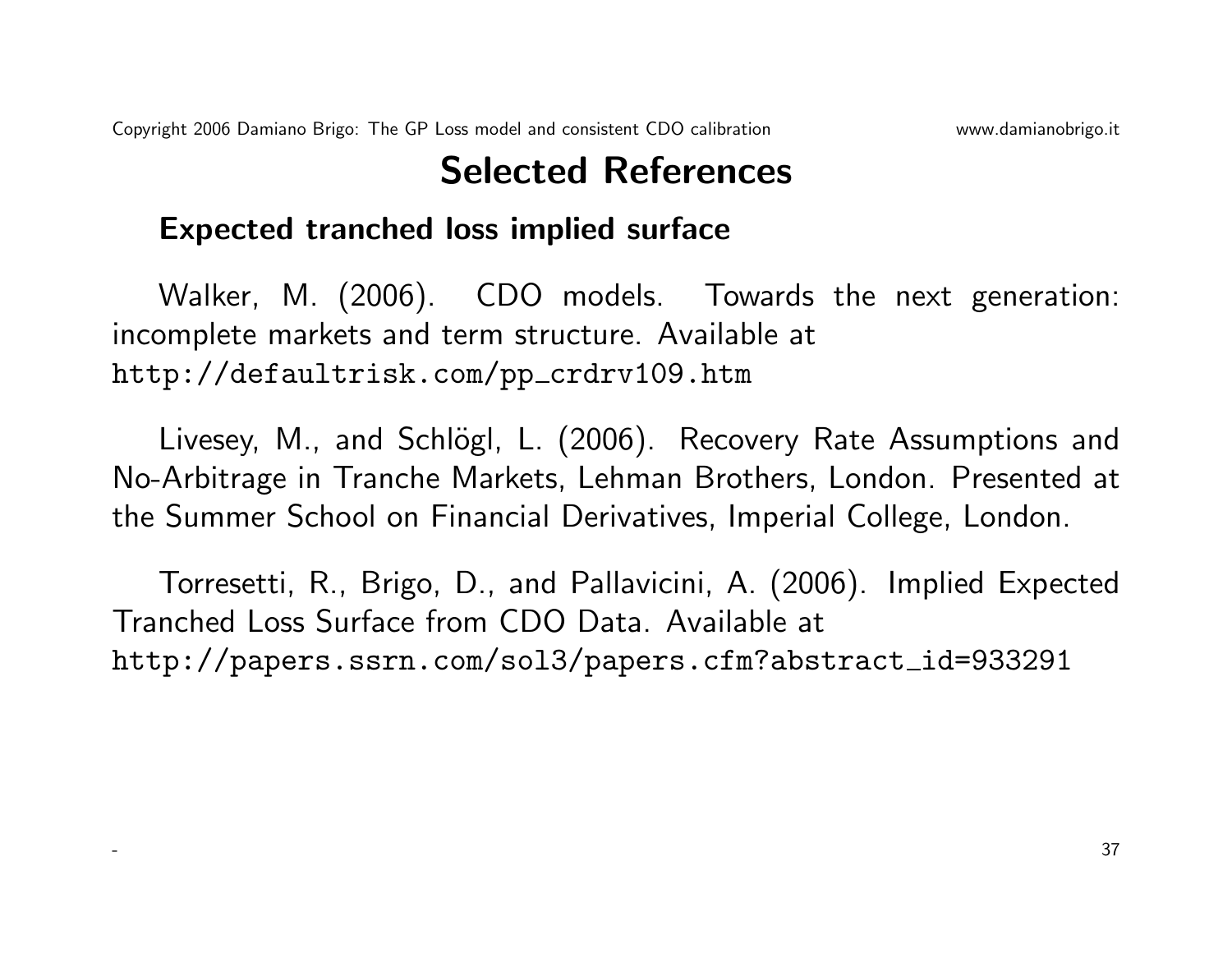# Selected References

## Expected tranched loss implied surface

Walker, M. (2006). CDO models. Towards the next generation: incomplete markets and term structure. Available at
http://defaultrisk.com/pp_crdrv109.htm

Livesey, M., and Schlögl, L. (2006). Recovery Rate Assumptions and No-Arbitrage in Tranche Markets, Lehman Brothers, London. Presented at the Summer School on Financial Derivatives, Imperial College, London.

Torresetti, R., Brigo, D., and Pallavicini, A. (2006). Implied Expected Tranched Loss Surface from CDO Data. Available at
http://papers.ssrn.com/sol3/papers.cfm?abstract_id=933291